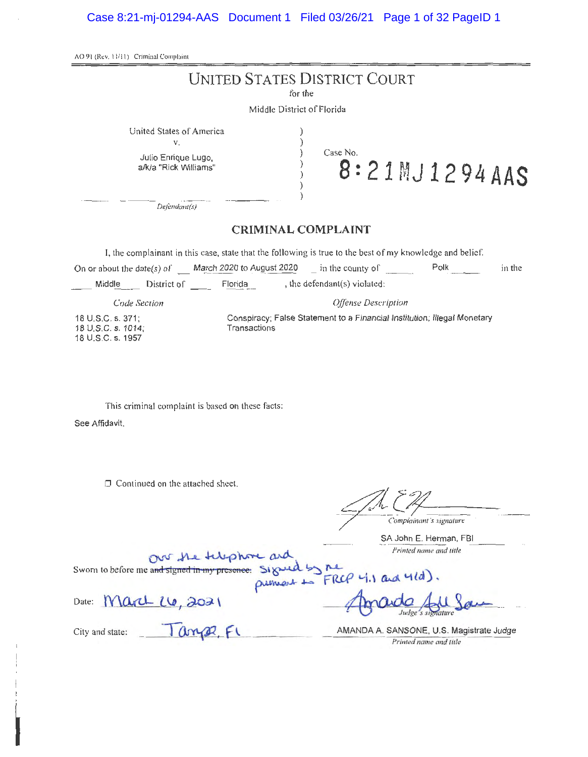AO 91 (Rev. 11/11) Criminal Complaint

# UNITED STATES DISTRICT COURT

for the

Middle District of Florida

United States of America
v.
Julio Enrique Lugo,
a/k/a "Rick Williams"

*Defendant(s)*

Case No. 8:21MJ1294AAS

## CRIMINAL COMPLAINT

I, the complainant in this case, state that the following is true to the best of my knowledge and belief.

On or about the date(s) of March 2020 to August 2020 in the county of Polk in the Middle District of Florida, the defendant(s) violated:

| *Code Section* | *Offense Description* |
|---|---|
| 18 U.S.C. s. 371;<br>18 U.S.C. s. 1014;<br>18 U.S.C. s. 1957 | Conspiracy; False Statement to a Financial Institution; Illegal Monetary Transactions |

This criminal complaint is based on these facts:

See Affidavit.

☐ Continued on the attached sheet.

*Complainant's signature*

SA John E. Herman, FBI

*Printed name and title*

Sworn to before me ~~and signed in my presence.~~ over the telephone and signed by me pursuant to FRCP 4.1 and 4(d).

Date: March 26, 2021

*Judge's signature*

City and state: Tampa, Fl

AMANDA A. SANSONE, U.S. Magistrate Judge

*Printed name and title*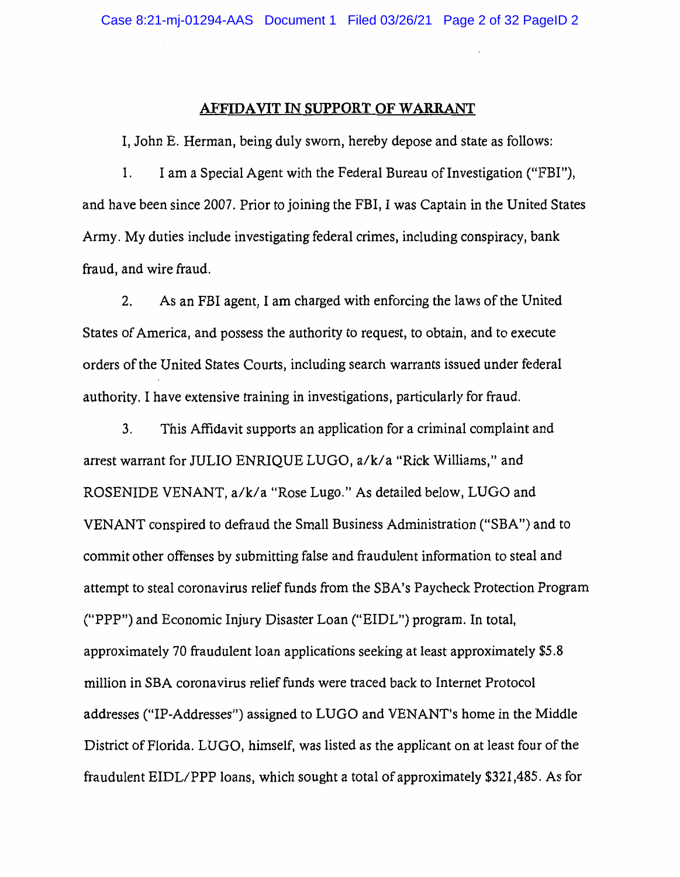## AFFIDAVIT IN SUPPORT OF WARRANT

I, John E. Herman, being duly sworn, hereby depose and state as follows:

1. I am a Special Agent with the Federal Bureau of Investigation ("FBI"), and have been since 2007. Prior to joining the FBI, I was Captain in the United States Army. My duties include investigating federal crimes, including conspiracy, bank fraud, and wire fraud.

2. As an FBI agent, I am charged with enforcing the laws of the United States of America, and possess the authority to request, to obtain, and to execute orders of the United States Courts, including search warrants issued under federal authority. I have extensive training in investigations, particularly for fraud.

3. This Affidavit supports an application for a criminal complaint and arrest warrant for JULIO ENRIQUE LUGO, a/k/a "Rick Williams," and ROSENIDE VENANT, a/k/a "Rose Lugo." As detailed below, LUGO and VENANT conspired to defraud the Small Business Administration ("SBA") and to commit other offenses by submitting false and fraudulent information to steal and attempt to steal coronavirus relief funds from the SBA's Paycheck Protection Program ("PPP") and Economic Injury Disaster Loan ("EIDL") program. In total, approximately 70 fraudulent loan applications seeking at least approximately $5.8 million in SBA coronavirus relief funds were traced back to Internet Protocol addresses ("IP-Addresses") assigned to LUGO and VENANT's home in the Middle District of Florida. LUGO, himself, was listed as the applicant on at least four of the fraudulent EIDL/PPP loans, which sought a total of approximately $321,485. As for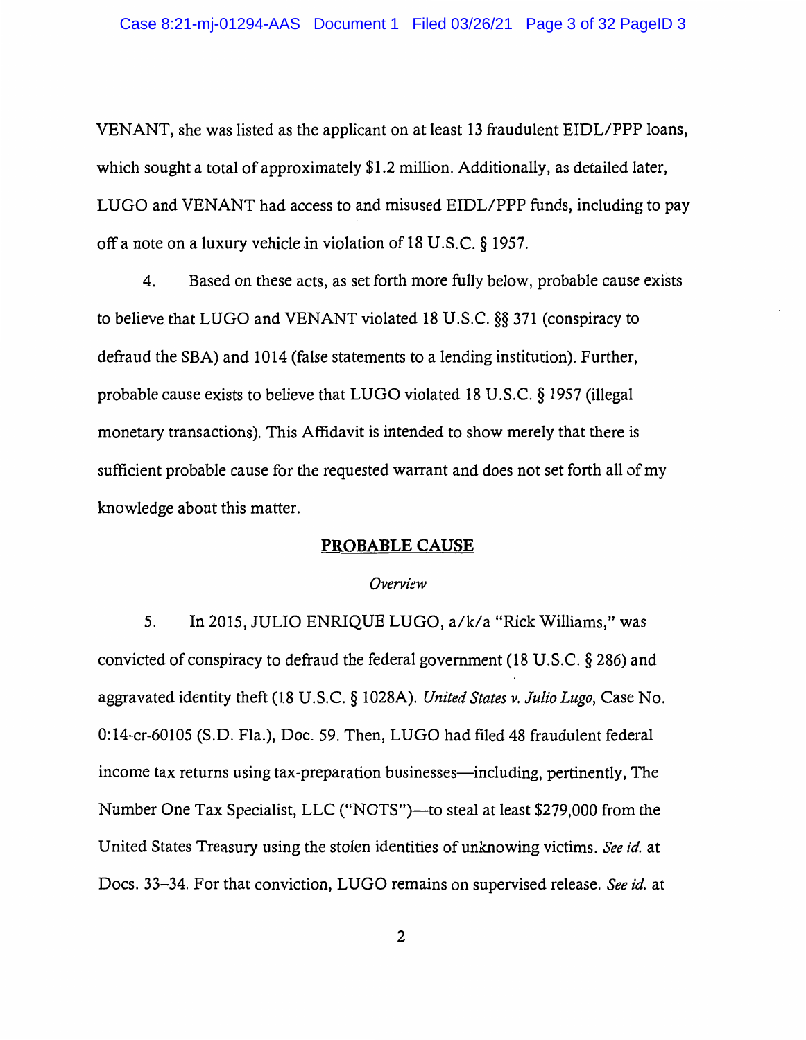VENANT, she was listed as the applicant on at least 13 fraudulent EIDL/PPP loans, which sought a total of approximately $1.2 million. Additionally, as detailed later, LUGO and VENANT had access to and misused EIDL/PPP funds, including to pay off a note on a luxury vehicle in violation of 18 U.S.C. § 1957.

4. Based on these acts, as set forth more fully below, probable cause exists to believe that LUGO and VENANT violated 18 U.S.C. §§ 371 (conspiracy to defraud the SBA) and 1014 (false statements to a lending institution). Further, probable cause exists to believe that LUGO violated 18 U.S.C. § 1957 (illegal monetary transactions). This Affidavit is intended to show merely that there is sufficient probable cause for the requested warrant and does not set forth all of my knowledge about this matter.

## PROBABLE CAUSE

*Overview*

5. In 2015, JULIO ENRIQUE LUGO, a/k/a "Rick Williams," was convicted of conspiracy to defraud the federal government (18 U.S.C. § 286) and aggravated identity theft (18 U.S.C. § 1028A). *United States v. Julio Lugo*, Case No. 0:14-cr-60105 (S.D. Fla.), Doc. 59. Then, LUGO had filed 48 fraudulent federal income tax returns using tax-preparation businesses—including, pertinently, The Number One Tax Specialist, LLC ("NOTS")—to steal at least $279,000 from the United States Treasury using the stolen identities of unknowing victims. *See id.* at Docs. 33–34. For that conviction, LUGO remains on supervised release. *See id.* at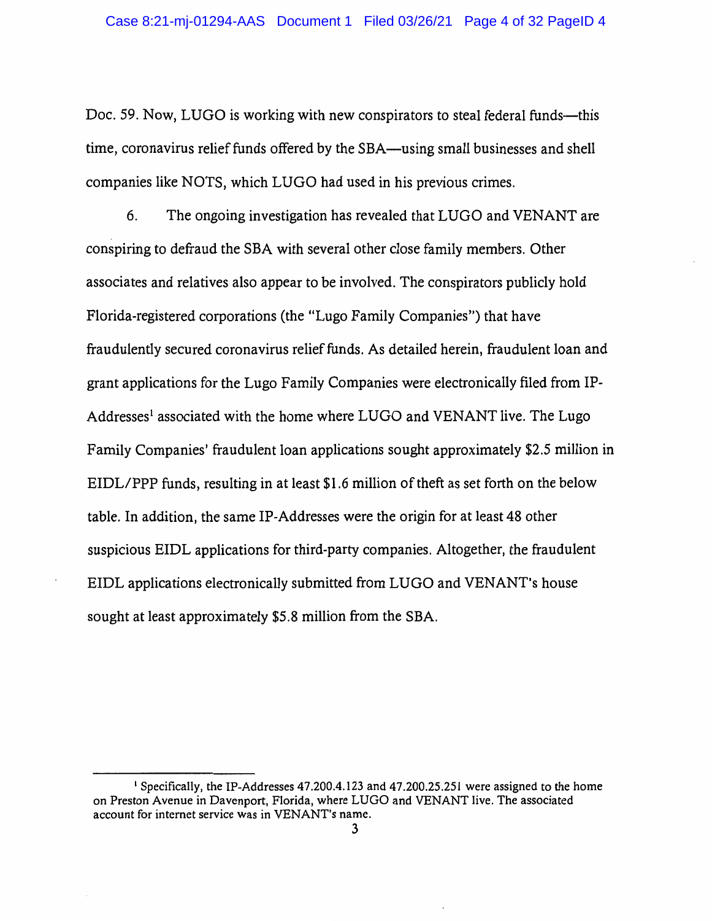Doc. 59. Now, LUGO is working with new conspirators to steal federal funds—this time, coronavirus relief funds offered by the SBA—using small businesses and shell companies like NOTS, which LUGO had used in his previous crimes.

6. The ongoing investigation has revealed that LUGO and VENANT are conspiring to defraud the SBA with several other close family members. Other associates and relatives also appear to be involved. The conspirators publicly hold Florida-registered corporations (the "Lugo Family Companies") that have fraudulently secured coronavirus relief funds. As detailed herein, fraudulent loan and grant applications for the Lugo Family Companies were electronically filed from IP-Addresses[1] associated with the home where LUGO and VENANT live. The Lugo Family Companies' fraudulent loan applications sought approximately $2.5 million in EIDL/PPP funds, resulting in at least $1.6 million of theft as set forth on the below table. In addition, the same IP-Addresses were the origin for at least 48 other suspicious EIDL applications for third-party companies. Altogether, the fraudulent EIDL applications electronically submitted from LUGO and VENANT's house sought at least approximately $5.8 million from the SBA.

---

[1] Specifically, the IP-Addresses 47.200.4.123 and 47.200.25.251 were assigned to the home on Preston Avenue in Davenport, Florida, where LUGO and VENANT live. The associated account for internet service was in VENANT's name.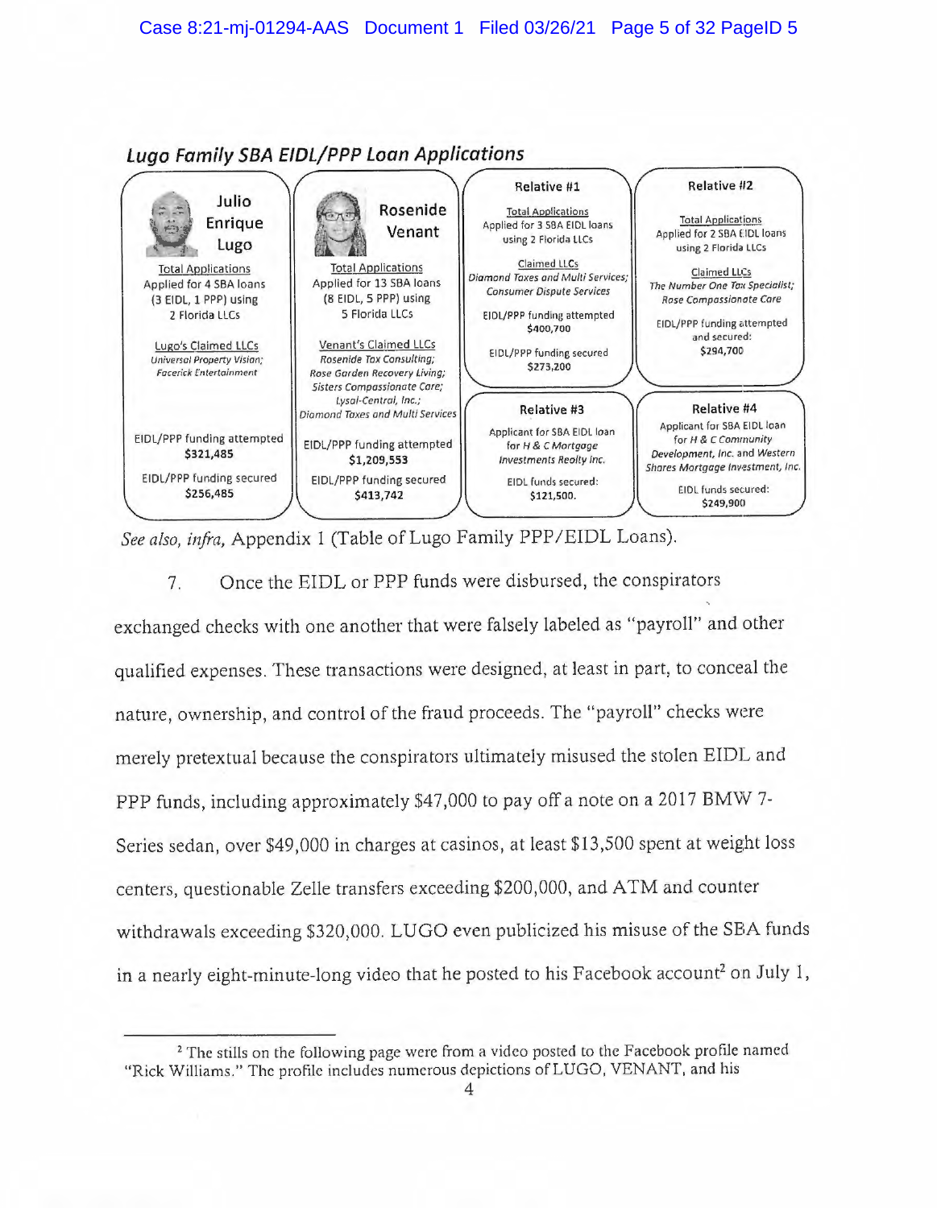## *Lugo Family SBA EIDL/PPP Loan Applications*

**Julio Enrique Lugo**

Total Applications
Applied for 4 SBA loans (3 EIDL, 1 PPP) using 2 Florida LLCs

Lugo's Claimed LLCs
*Universal Property Vision; Facerick Entertainment*

EIDL/PPP funding attempted
$321,485

EIDL/PPP funding secured
$256,485

**Rosenide Venant**

Total Applications
Applied for 13 SBA loans (8 EIDL, 5 PPP) using 5 Florida LLCs

Venant's Claimed LLCs
*Rosenide Tax Consulting; Rose Garden Recovery Living; Sisters Compassionate Care; Lysal-Central, Inc.; Diamond Taxes and Multi Services*

EIDL/PPP funding attempted
$1,209,553

EIDL/PPP funding secured
$413,742

**Relative #1**

Total Applications
Applied for 3 SBA EIDL loans using 2 Florida LLCs

Claimed LLCs
*Diamond Taxes and Multi Services; Consumer Dispute Services*

EIDL/PPP funding attempted
$400,700

EIDL/PPP funding secured
$273,200

**Relative #2**

Total Applications
Applied for 2 SBA EIDL loans using 2 Florida LLCs

Claimed LLCs
*The Number One Tax Specialist; Rose Compassionate Care*

EIDL/PPP funding attempted and secured:
$294,700

**Relative #3**

Applicant for SBA EIDL loan for *H & C Mortgage Investments Realty Inc.*

EIDL funds secured:
$121,500.

**Relative #4**

Applicant for SBA EIDL loan for *H & C Community Development, Inc.* and *Western Shares Mortgage Investment, Inc.*

EIDL funds secured:
$249,900

*See also, infra,* Appendix 1 (Table of Lugo Family PPP/EIDL Loans).

7. Once the EIDL or PPP funds were disbursed, the conspirators exchanged checks with one another that were falsely labeled as "payroll" and other qualified expenses. These transactions were designed, at least in part, to conceal the nature, ownership, and control of the fraud proceeds. The "payroll" checks were merely pretextual because the conspirators ultimately misused the stolen EIDL and PPP funds, including approximately $47,000 to pay off a note on a 2017 BMW 7-Series sedan, over $49,000 in charges at casinos, at least $13,500 spent at weight loss centers, questionable Zelle transfers exceeding $200,000, and ATM and counter withdrawals exceeding $320,000. LUGO even publicized his misuse of the SBA funds in a nearly eight-minute-long video that he posted to his Facebook account[2] on July 1,

[2] The stills on the following page were from a video posted to the Facebook profile named "Rick Williams." The profile includes numerous depictions of LUGO, VENANT, and his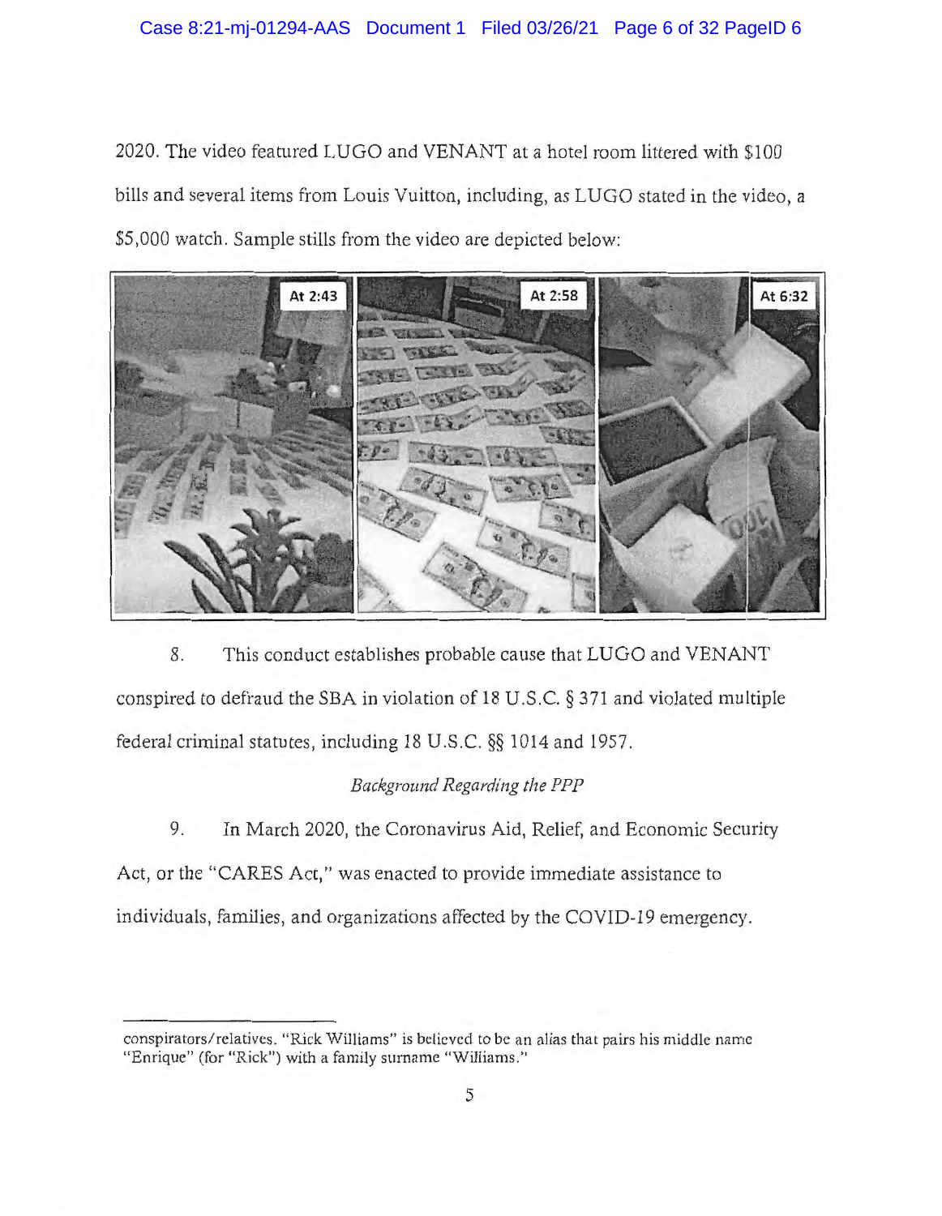2020. The video featured LUGO and VENANT at a hotel room littered with $100 bills and several items from Louis Vuitton, including, as LUGO stated in the video, a $5,000 watch. Sample stills from the video are depicted below:

8. This conduct establishes probable cause that LUGO and VENANT conspired to defraud the SBA in violation of 18 U.S.C. § 371 and violated multiple federal criminal statutes, including 18 U.S.C. §§ 1014 and 1957.

*Background Regarding the PPP*

9. In March 2020, the Coronavirus Aid, Relief, and Economic Security Act, or the "CARES Act," was enacted to provide immediate assistance to individuals, families, and organizations affected by the COVID-19 emergency.

---

conspirators/relatives. "Rick Williams" is believed to be an alias that pairs his middle name "Enrique" (for "Rick") with a family surname "Williams."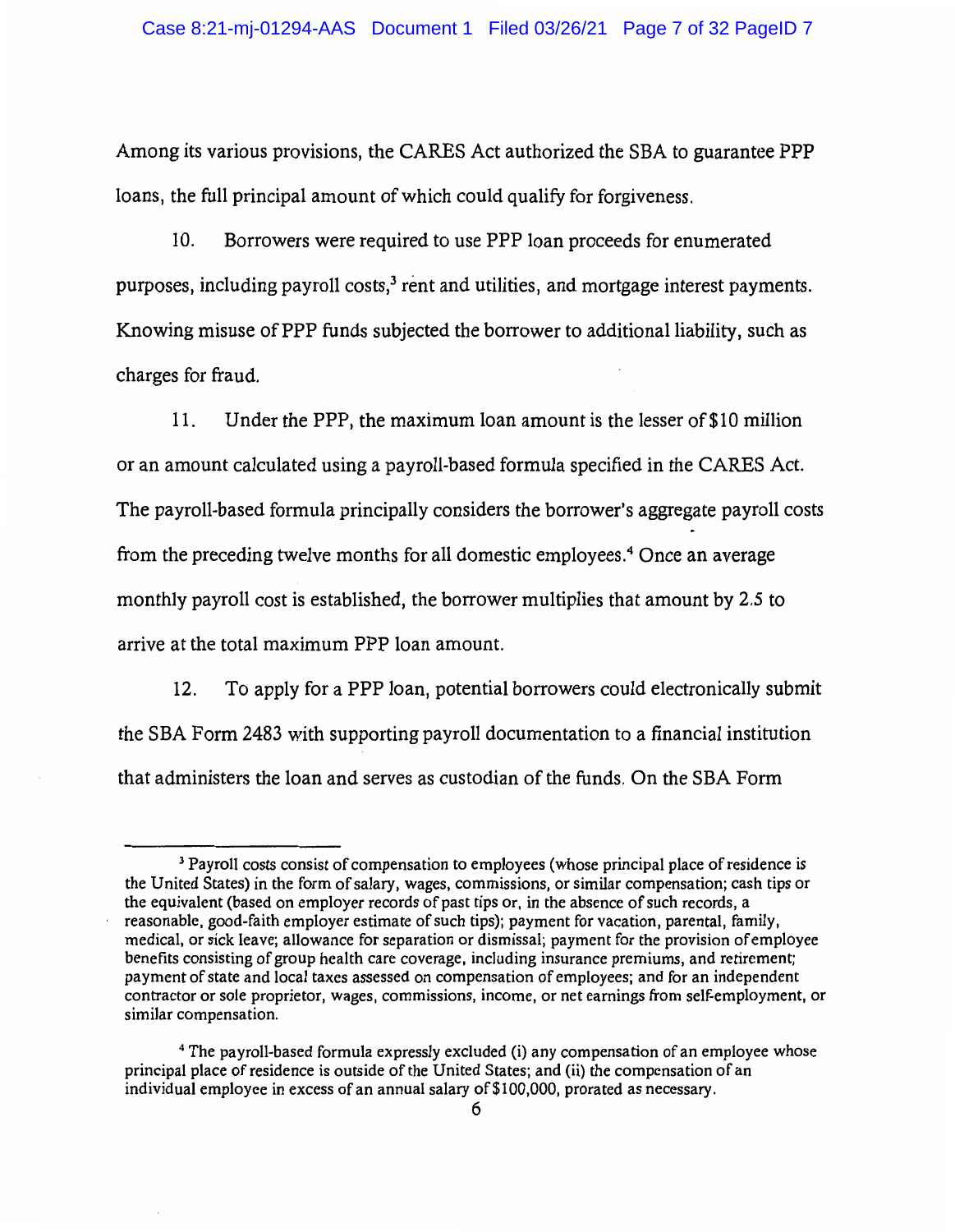Among its various provisions, the CARES Act authorized the SBA to guarantee PPP loans, the full principal amount of which could qualify for forgiveness.

10. Borrowers were required to use PPP loan proceeds for enumerated purposes, including payroll costs,[3] rent and utilities, and mortgage interest payments. Knowing misuse of PPP funds subjected the borrower to additional liability, such as charges for fraud.

11. Under the PPP, the maximum loan amount is the lesser of $10 million or an amount calculated using a payroll-based formula specified in the CARES Act. The payroll-based formula principally considers the borrower's aggregate payroll costs from the preceding twelve months for all domestic employees.[4] Once an average monthly payroll cost is established, the borrower multiplies that amount by 2.5 to arrive at the total maximum PPP loan amount.

12. To apply for a PPP loan, potential borrowers could electronically submit the SBA Form 2483 with supporting payroll documentation to a financial institution that administers the loan and serves as custodian of the funds. On the SBA Form

---

[3] Payroll costs consist of compensation to employees (whose principal place of residence is the United States) in the form of salary, wages, commissions, or similar compensation; cash tips or the equivalent (based on employer records of past tips or, in the absence of such records, a reasonable, good-faith employer estimate of such tips); payment for vacation, parental, family, medical, or sick leave; allowance for separation or dismissal; payment for the provision of employee benefits consisting of group health care coverage, including insurance premiums, and retirement; payment of state and local taxes assessed on compensation of employees; and for an independent contractor or sole proprietor, wages, commissions, income, or net earnings from self-employment, or similar compensation.

[4] The payroll-based formula expressly excluded (i) any compensation of an employee whose principal place of residence is outside of the United States; and (ii) the compensation of an individual employee in excess of an annual salary of $100,000, prorated as necessary.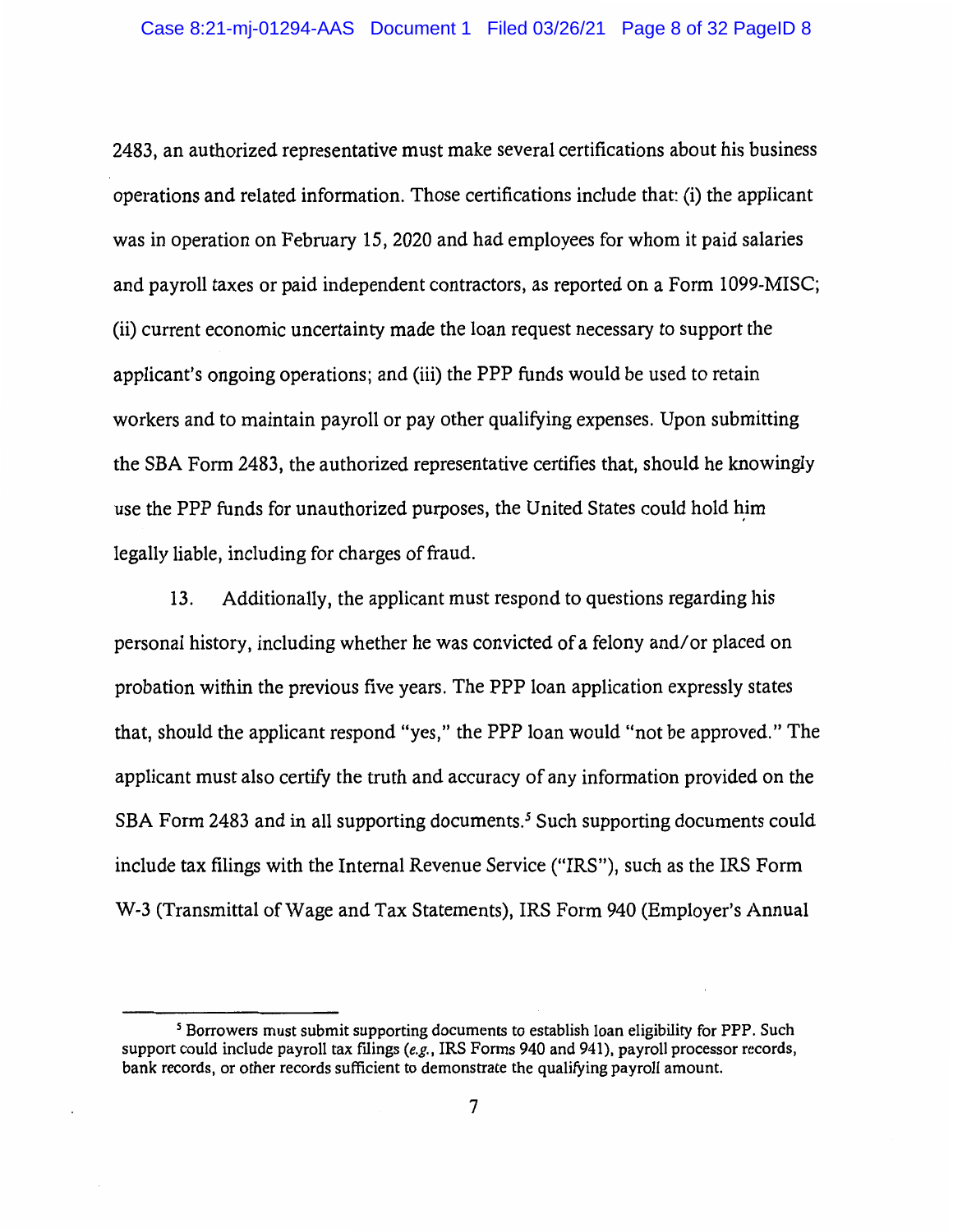2483, an authorized representative must make several certifications about his business operations and related information. Those certifications include that: (i) the applicant was in operation on February 15, 2020 and had employees for whom it paid salaries and payroll taxes or paid independent contractors, as reported on a Form 1099-MISC; (ii) current economic uncertainty made the loan request necessary to support the applicant's ongoing operations; and (iii) the PPP funds would be used to retain workers and to maintain payroll or pay other qualifying expenses. Upon submitting the SBA Form 2483, the authorized representative certifies that, should he knowingly use the PPP funds for unauthorized purposes, the United States could hold him legally liable, including for charges of fraud.

13. Additionally, the applicant must respond to questions regarding his personal history, including whether he was convicted of a felony and/or placed on probation within the previous five years. The PPP loan application expressly states that, should the applicant respond "yes," the PPP loan would "not be approved." The applicant must also certify the truth and accuracy of any information provided on the SBA Form 2483 and in all supporting documents.[5] Such supporting documents could include tax filings with the Internal Revenue Service ("IRS"), such as the IRS Form W-3 (Transmittal of Wage and Tax Statements), IRS Form 940 (Employer's Annual

---

[5] Borrowers must submit supporting documents to establish loan eligibility for PPP. Such support could include payroll tax filings (*e.g.*, IRS Forms 940 and 941), payroll processor records, bank records, or other records sufficient to demonstrate the qualifying payroll amount.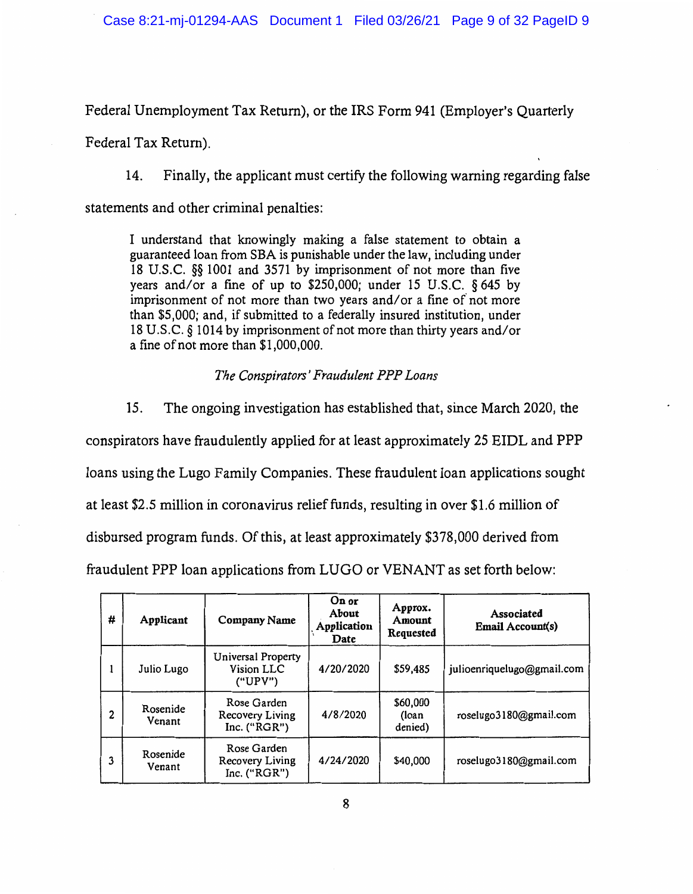Federal Unemployment Tax Return), or the IRS Form 941 (Employer's Quarterly Federal Tax Return).

14. Finally, the applicant must certify the following warning regarding false statements and other criminal penalties:

> I understand that knowingly making a false statement to obtain a guaranteed loan from SBA is punishable under the law, including under 18 U.S.C. §§ 1001 and 3571 by imprisonment of not more than five years and/or a fine of up to $250,000; under 15 U.S.C. § 645 by imprisonment of not more than two years and/or a fine of not more than $5,000; and, if submitted to a federally insured institution, under 18 U.S.C. § 1014 by imprisonment of not more than thirty years and/or a fine of not more than $1,000,000.

*The Conspirators' Fraudulent PPP Loans*

15. The ongoing investigation has established that, since March 2020, the conspirators have fraudulently applied for at least approximately 25 EIDL and PPP loans using the Lugo Family Companies. These fraudulent loan applications sought at least $2.5 million in coronavirus relief funds, resulting in over $1.6 million of disbursed program funds. Of this, at least approximately $378,000 derived from fraudulent PPP loan applications from LUGO or VENANT as set forth below:

| # | Applicant | Company Name | On or About Application Date | Approx. Amount Requested | Associated Email Account(s) |
|---|---|---|---|---|---|
| 1 | Julio Lugo | Universal Property Vision LLC ("UPV") | 4/20/2020 | $59,485 | julioenriquelugo@gmail.com |
| 2 | Rosenide Venant | Rose Garden Recovery Living Inc. ("RGR") | 4/8/2020 | $60,000 (loan denied) | roselugo3180@gmail.com |
| 3 | Rosenide Venant | Rose Garden Recovery Living Inc. ("RGR") | 4/24/2020 | $40,000 | roselugo3180@gmail.com |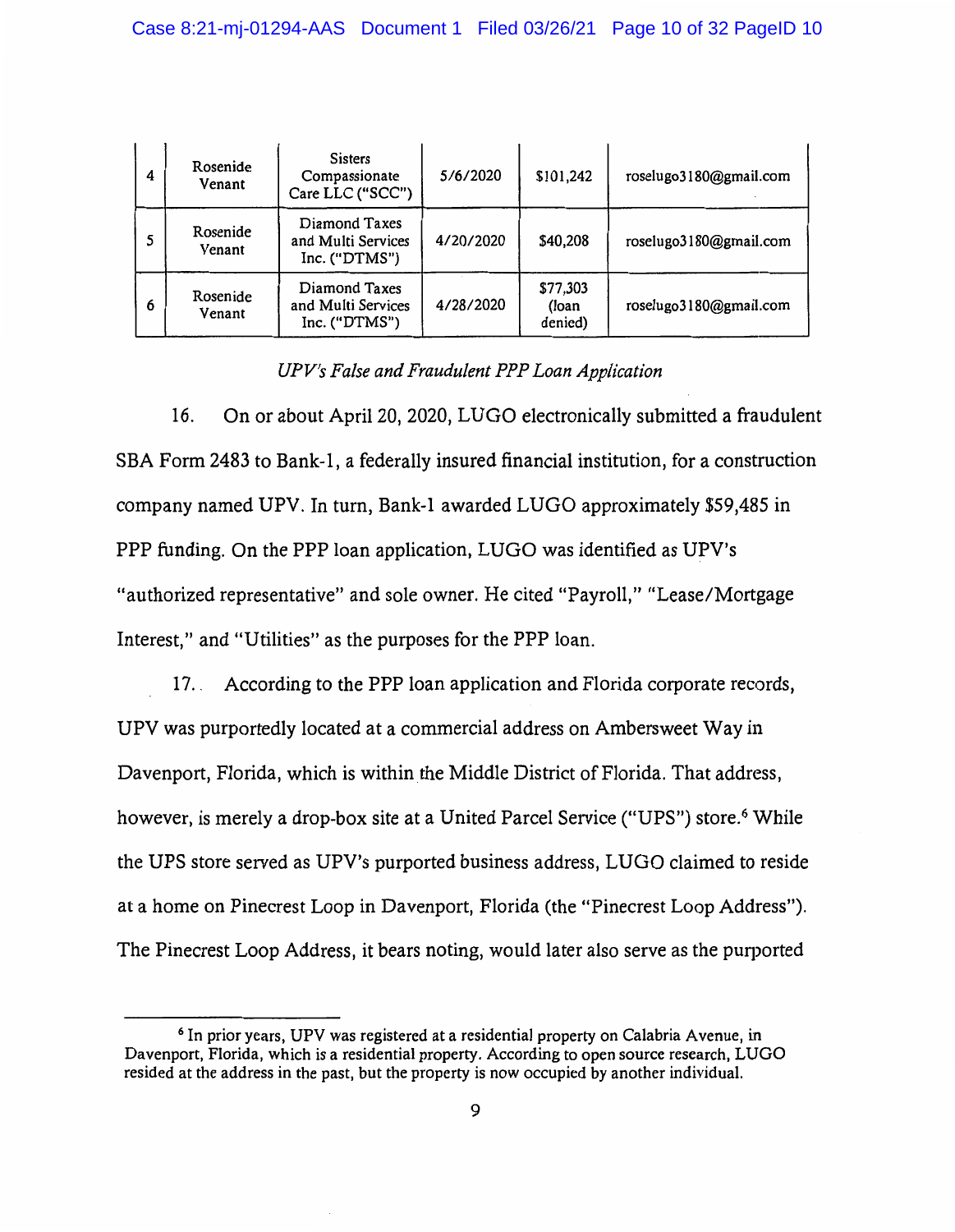| 4 | Rosenide Venant | Sisters Compassionate Care LLC ("SCC") | 5/6/2020 | $101,242 | roselugo3180@gmail.com |
|---|---|---|---|---|---|
| 5 | Rosenide Venant | Diamond Taxes and Multi Services Inc. ("DTMS") | 4/20/2020 | $40,208 | roselugo3180@gmail.com |
| 6 | Rosenide Venant | Diamond Taxes and Multi Services Inc. ("DTMS") | 4/28/2020 | $77,303 (loan denied) | roselugo3180@gmail.com |

*UPV's False and Fraudulent PPP Loan Application*

16. On or about April 20, 2020, LUGO electronically submitted a fraudulent SBA Form 2483 to Bank-1, a federally insured financial institution, for a construction company named UPV. In turn, Bank-1 awarded LUGO approximately $59,485 in PPP funding. On the PPP loan application, LUGO was identified as UPV's "authorized representative" and sole owner. He cited "Payroll," "Lease/Mortgage Interest," and "Utilities" as the purposes for the PPP loan.

17. According to the PPP loan application and Florida corporate records, UPV was purportedly located at a commercial address on Ambersweet Way in Davenport, Florida, which is within the Middle District of Florida. That address, however, is merely a drop-box site at a United Parcel Service ("UPS") store.[6] While the UPS store served as UPV's purported business address, LUGO claimed to reside at a home on Pinecrest Loop in Davenport, Florida (the "Pinecrest Loop Address"). The Pinecrest Loop Address, it bears noting, would later also serve as the purported

[6] In prior years, UPV was registered at a residential property on Calabria Avenue, in Davenport, Florida, which is a residential property. According to open source research, LUGO resided at the address in the past, but the property is now occupied by another individual.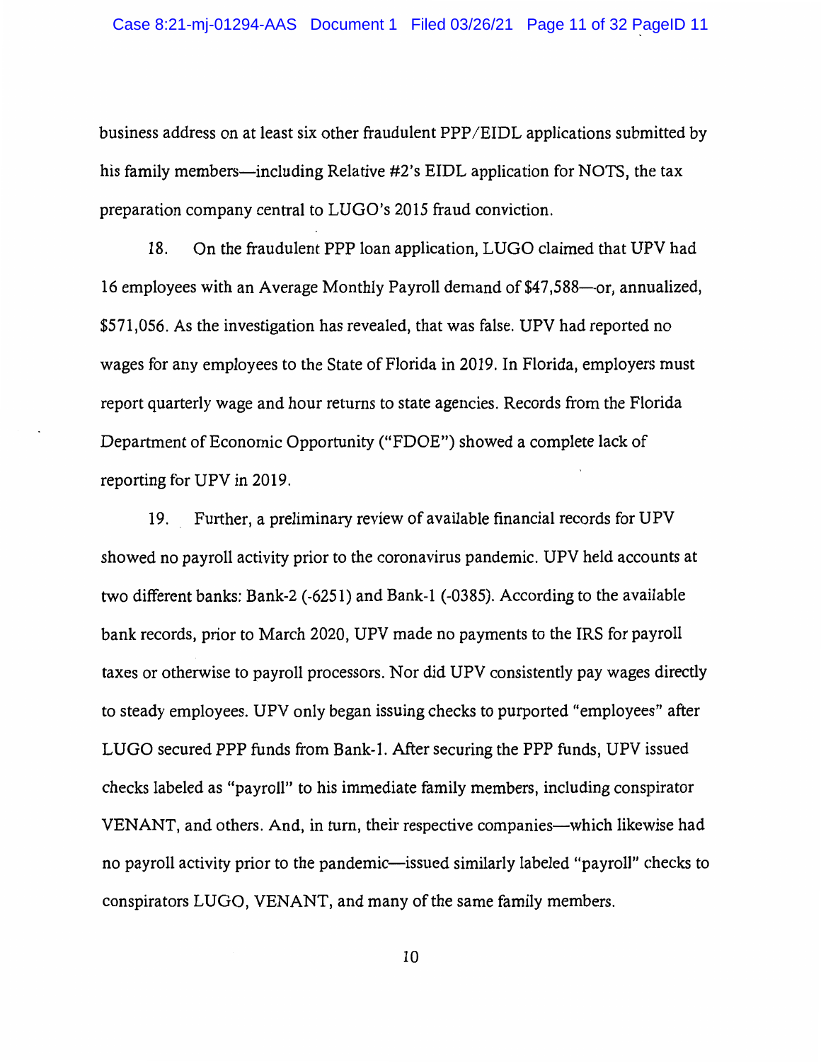business address on at least six other fraudulent PPP/EIDL applications submitted by his family members—including Relative #2's EIDL application for NOTS, the tax preparation company central to LUGO's 2015 fraud conviction.

18. On the fraudulent PPP loan application, LUGO claimed that UPV had 16 employees with an Average Monthly Payroll demand of $47,588—or, annualized, $571,056. As the investigation has revealed, that was false. UPV had reported no wages for any employees to the State of Florida in 2019. In Florida, employers must report quarterly wage and hour returns to state agencies. Records from the Florida Department of Economic Opportunity ("FDOE") showed a complete lack of reporting for UPV in 2019.

19. Further, a preliminary review of available financial records for UPV showed no payroll activity prior to the coronavirus pandemic. UPV held accounts at two different banks: Bank-2 (-6251) and Bank-1 (-0385). According to the available bank records, prior to March 2020, UPV made no payments to the IRS for payroll taxes or otherwise to payroll processors. Nor did UPV consistently pay wages directly to steady employees. UPV only began issuing checks to purported "employees" after LUGO secured PPP funds from Bank-1. After securing the PPP funds, UPV issued checks labeled as "payroll" to his immediate family members, including conspirator VENANT, and others. And, in turn, their respective companies—which likewise had no payroll activity prior to the pandemic—issued similarly labeled "payroll" checks to conspirators LUGO, VENANT, and many of the same family members.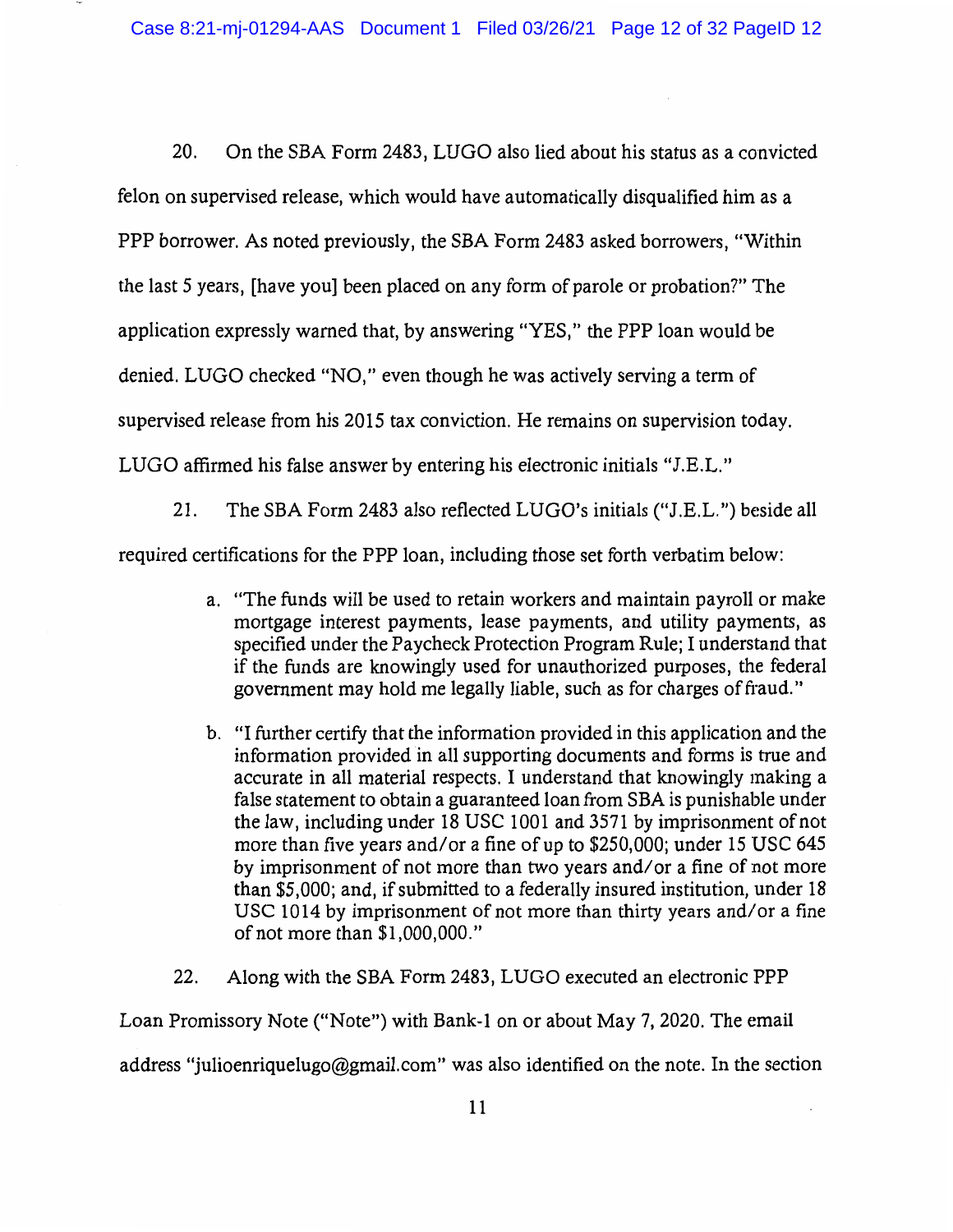20. On the SBA Form 2483, LUGO also lied about his status as a convicted felon on supervised release, which would have automatically disqualified him as a PPP borrower. As noted previously, the SBA Form 2483 asked borrowers, "Within the last 5 years, [have you] been placed on any form of parole or probation?" The application expressly warned that, by answering "YES," the PPP loan would be denied. LUGO checked "NO," even though he was actively serving a term of supervised release from his 2015 tax conviction. He remains on supervision today. LUGO affirmed his false answer by entering his electronic initials "J.E.L."

21. The SBA Form 2483 also reflected LUGO's initials ("J.E.L.") beside all required certifications for the PPP loan, including those set forth verbatim below:

a. "The funds will be used to retain workers and maintain payroll or make mortgage interest payments, lease payments, and utility payments, as specified under the Paycheck Protection Program Rule; I understand that if the funds are knowingly used for unauthorized purposes, the federal government may hold me legally liable, such as for charges of fraud."

b. "I further certify that the information provided in this application and the information provided in all supporting documents and forms is true and accurate in all material respects. I understand that knowingly making a false statement to obtain a guaranteed loan from SBA is punishable under the law, including under 18 USC 1001 and 3571 by imprisonment of not more than five years and/or a fine of up to $250,000; under 15 USC 645 by imprisonment of not more than two years and/or a fine of not more than $5,000; and, if submitted to a federally insured institution, under 18 USC 1014 by imprisonment of not more than thirty years and/or a fine of not more than $1,000,000."

22. Along with the SBA Form 2483, LUGO executed an electronic PPP Loan Promissory Note ("Note") with Bank-1 on or about May 7, 2020. The email address "julioenriquelugo@gmail.com" was also identified on the note. In the section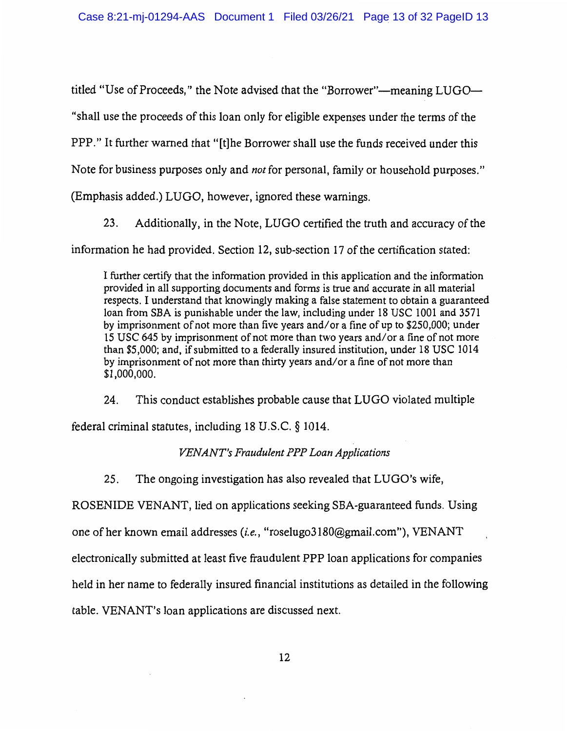titled "Use of Proceeds," the Note advised that the "Borrower"—meaning LUGO—"shall use the proceeds of this loan only for eligible expenses under the terms of the PPP." It further warned that "[t]he Borrower shall use the funds received under this Note for business purposes only and *not* for personal, family or household purposes." (Emphasis added.) LUGO, however, ignored these warnings.

23. Additionally, in the Note, LUGO certified the truth and accuracy of the information he had provided. Section 12, sub-section 17 of the certification stated:

> I further certify that the information provided in this application and the information provided in all supporting documents and forms is true and accurate in all material respects. I understand that knowingly making a false statement to obtain a guaranteed loan from SBA is punishable under the law, including under 18 USC 1001 and 3571 by imprisonment of not more than five years and/or a fine of up to $250,000; under 15 USC 645 by imprisonment of not more than two years and/or a fine of not more than $5,000; and, if submitted to a federally insured institution, under 18 USC 1014 by imprisonment of not more than thirty years and/or a fine of not more than $1,000,000.

24. This conduct establishes probable cause that LUGO violated multiple federal criminal statutes, including 18 U.S.C. § 1014.

*VENANT's Fraudulent PPP Loan Applications*

25. The ongoing investigation has also revealed that LUGO's wife, ROSENIDE VENANT, lied on applications seeking SBA-guaranteed funds. Using one of her known email addresses (*i.e.*, "roselugo3180@gmail.com"), VENANT electronically submitted at least five fraudulent PPP loan applications for companies held in her name to federally insured financial institutions as detailed in the following table. VENANT's loan applications are discussed next.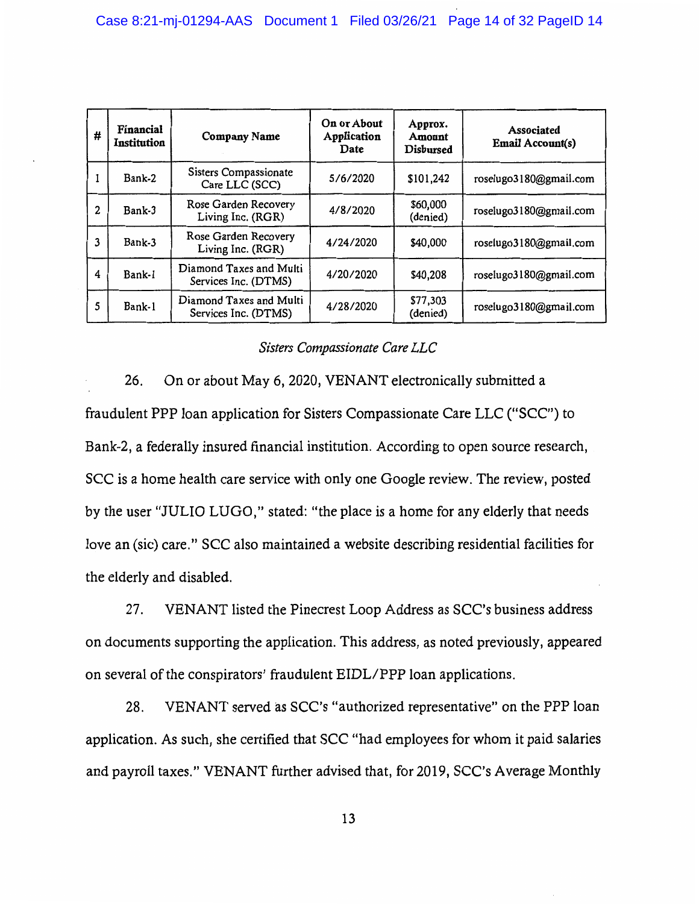| # | Financial Institution | Company Name | On or About Application Date | Approx. Amount Disbursed | Associated Email Account(s) |
|---|---|---|---|---|---|
| 1 | Bank-2 | Sisters Compassionate Care LLC (SCC) | 5/6/2020 | $101,242 | roselugo3180@gmail.com |
| 2 | Bank-3 | Rose Garden Recovery Living Inc. (RGR) | 4/8/2020 | $60,000 (denied) | roselugo3180@gmail.com |
| 3 | Bank-3 | Rose Garden Recovery Living Inc. (RGR) | 4/24/2020 | $40,000 | roselugo3180@gmail.com |
| 4 | Bank-1 | Diamond Taxes and Multi Services Inc. (DTMS) | 4/20/2020 | $40,208 | roselugo3180@gmail.com |
| 5 | Bank-1 | Diamond Taxes and Multi Services Inc. (DTMS) | 4/28/2020 | $77,303 (denied) | roselugo3180@gmail.com |

*Sisters Compassionate Care LLC*

26. On or about May 6, 2020, VENANT electronically submitted a fraudulent PPP loan application for Sisters Compassionate Care LLC ("SCC") to Bank-2, a federally insured financial institution. According to open source research, SCC is a home health care service with only one Google review. The review, posted by the user "JULIO LUGO," stated: "the place is a home for any elderly that needs love an (sic) care." SCC also maintained a website describing residential facilities for the elderly and disabled.

27. VENANT listed the Pinecrest Loop Address as SCC's business address on documents supporting the application. This address, as noted previously, appeared on several of the conspirators' fraudulent EIDL/PPP loan applications.

28. VENANT served as SCC's "authorized representative" on the PPP loan application. As such, she certified that SCC "had employees for whom it paid salaries and payroll taxes." VENANT further advised that, for 2019, SCC's Average Monthly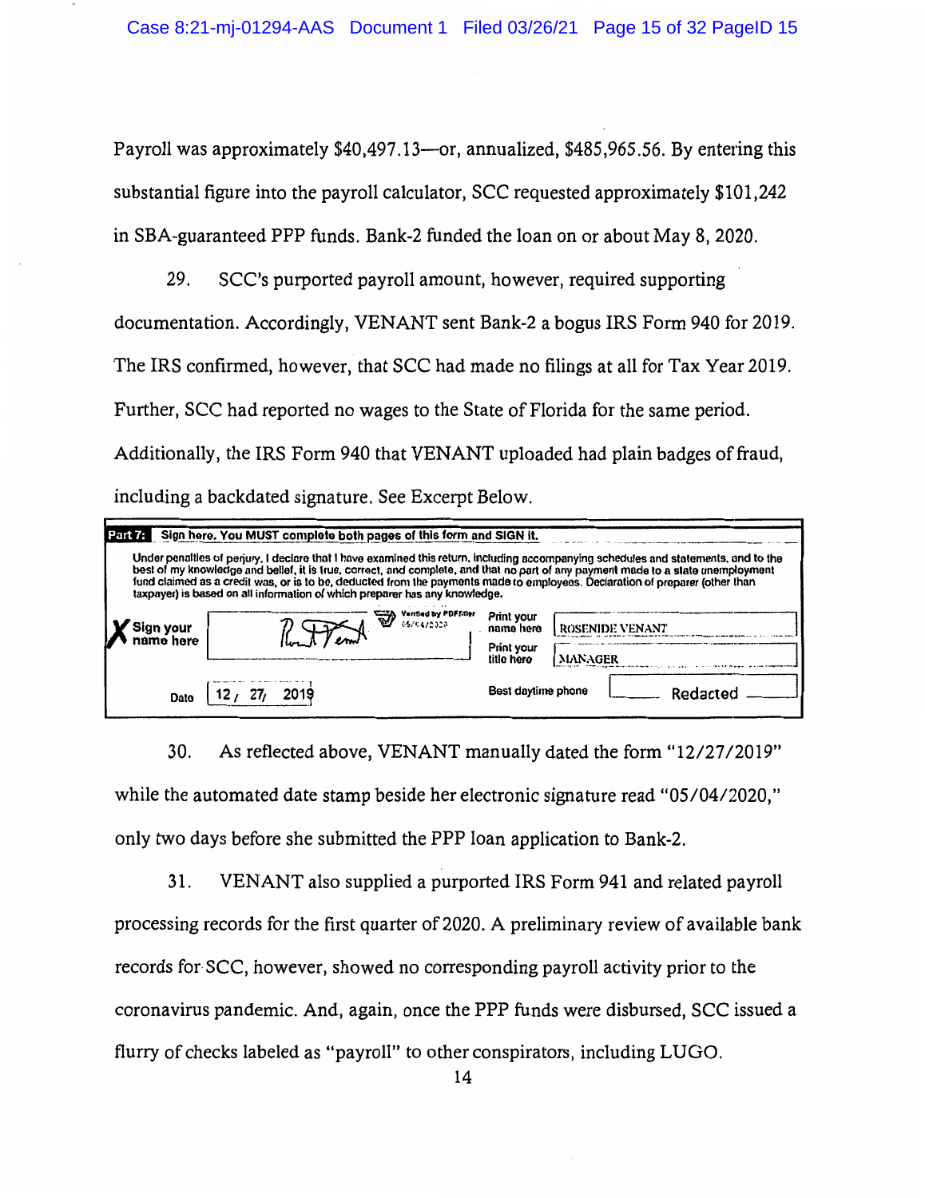Payroll was approximately $40,497.13—or, annualized, $485,965.56. By entering this substantial figure into the payroll calculator, SCC requested approximately $101,242 in SBA-guaranteed PPP funds. Bank-2 funded the loan on or about May 8, 2020.

29. SCC's purported payroll amount, however, required supporting documentation. Accordingly, VENANT sent Bank-2 a bogus IRS Form 940 for 2019. The IRS confirmed, however, that SCC had made no filings at all for Tax Year 2019. Further, SCC had reported no wages to the State of Florida for the same period. Additionally, the IRS Form 940 that VENANT uploaded had plain badges of fraud, including a backdated signature. See Excerpt Below.

> **Part 7: Sign here. You MUST complete both pages of this form and SIGN it.**
>
> Under penalties of perjury, I declare that I have examined this return, including accompanying schedules and statements, and to the best of my knowledge and belief, it is true, correct, and complete, and that no part of any payment made to a state unemployment fund claimed as a credit was, or is to be, deducted from the payments made to employees. Declaration of preparer (other than taxpayer) is based on all information of which preparer has any knowledge.
>
> Sign your name here: [signature] Verified by PDFFiller 05/04/2020
>
> Print your name here: ROSENIDE VENANT
>
> Print your title here: MANAGER
>
> Date: 12 / 27 / 2019
>
> Best daytime phone: Redacted

30. As reflected above, VENANT manually dated the form "12/27/2019" while the automated date stamp beside her electronic signature read "05/04/2020," only two days before she submitted the PPP loan application to Bank-2.

31. VENANT also supplied a purported IRS Form 941 and related payroll processing records for the first quarter of 2020. A preliminary review of available bank records for SCC, however, showed no corresponding payroll activity prior to the coronavirus pandemic. And, again, once the PPP funds were disbursed, SCC issued a flurry of checks labeled as "payroll" to other conspirators, including LUGO.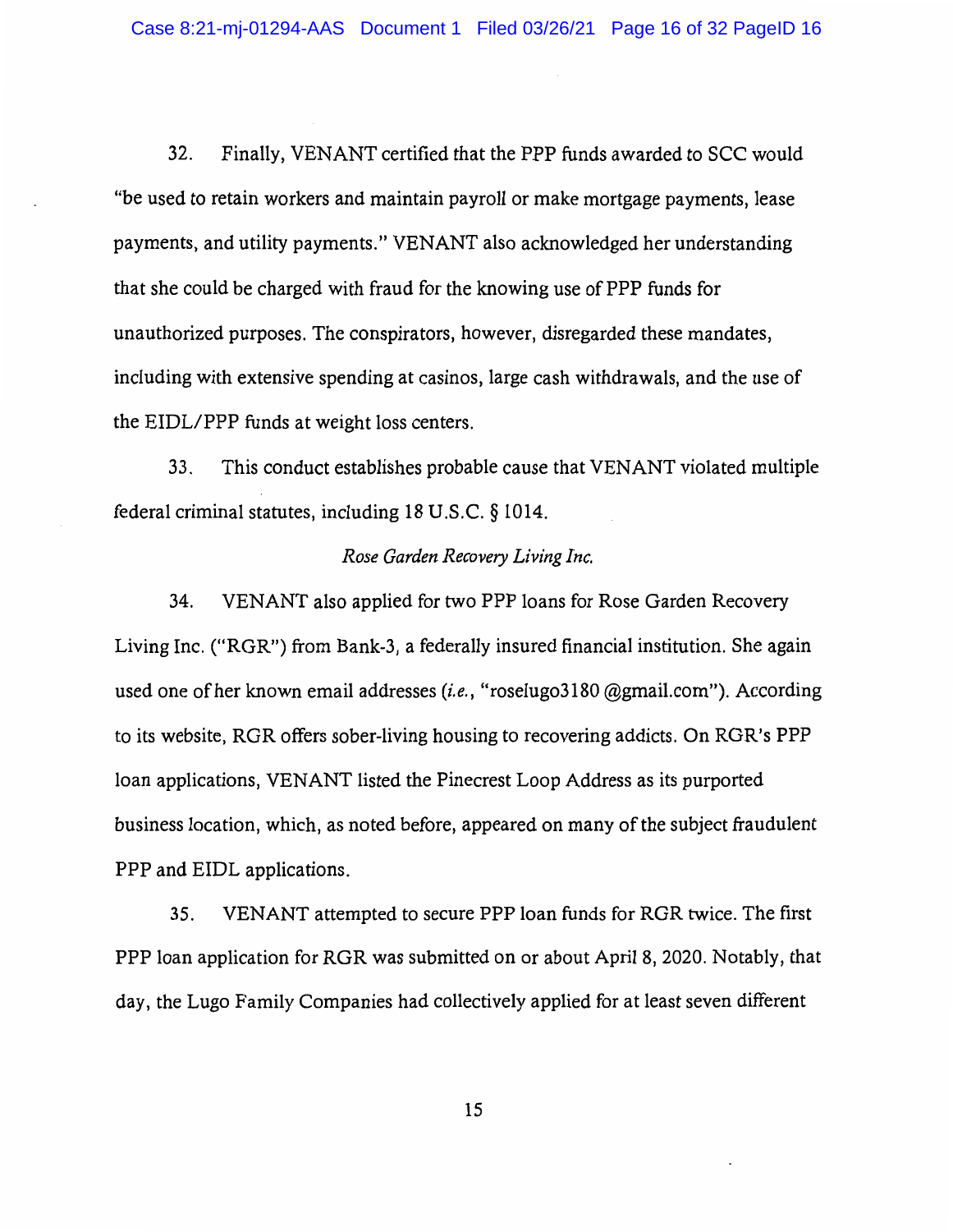32. Finally, VENANT certified that the PPP funds awarded to SCC would "be used to retain workers and maintain payroll or make mortgage payments, lease payments, and utility payments." VENANT also acknowledged her understanding that she could be charged with fraud for the knowing use of PPP funds for unauthorized purposes. The conspirators, however, disregarded these mandates, including with extensive spending at casinos, large cash withdrawals, and the use of the EIDL/PPP funds at weight loss centers.

33. This conduct establishes probable cause that VENANT violated multiple federal criminal statutes, including 18 U.S.C. § 1014.

*Rose Garden Recovery Living Inc.*

34. VENANT also applied for two PPP loans for Rose Garden Recovery Living Inc. ("RGR") from Bank-3, a federally insured financial institution. She again used one of her known email addresses (*i.e.*, "roselugo3180 @gmail.com"). According to its website, RGR offers sober-living housing to recovering addicts. On RGR's PPP loan applications, VENANT listed the Pinecrest Loop Address as its purported business location, which, as noted before, appeared on many of the subject fraudulent PPP and EIDL applications.

35. VENANT attempted to secure PPP loan funds for RGR twice. The first PPP loan application for RGR was submitted on or about April 8, 2020. Notably, that day, the Lugo Family Companies had collectively applied for at least seven different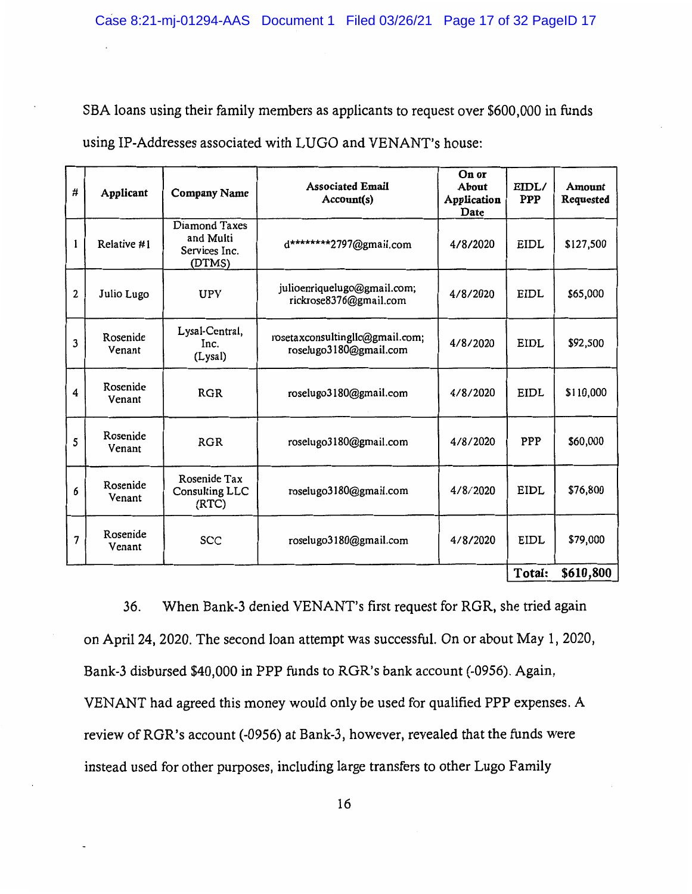SBA loans using their family members as applicants to request over $600,000 in funds using IP-Addresses associated with LUGO and VENANT's house:

| # | Applicant | Company Name | Associated Email Account(s) | On or About Application Date | EIDL/ PPP | Amount Requested |
|---|---|---|---|---|---|---|
| 1 | Relative #1 | Diamond Taxes and Multi Services Inc. (DTMS) | d********2797@gmail.com | 4/8/2020 | EIDL | $127,500 |
| 2 | Julio Lugo | UPV | julioenriquelugo@gmail.com; rickrose8376@gmail.com | 4/8/2020 | EIDL | $65,000 |
| 3 | Rosenide Venant | Lysal-Central, Inc. (Lysal) | rosetaxconsultingllc@gmail.com; roselugo3180@gmail.com | 4/8/2020 | EIDL | $92,500 |
| 4 | Rosenide Venant | RGR | roselugo3180@gmail.com | 4/8/2020 | EIDL | $110,000 |
| 5 | Rosenide Venant | RGR | roselugo3180@gmail.com | 4/8/2020 | PPP | $60,000 |
| 6 | Rosenide Venant | Rosenide Tax Consulting LLC (RTC) | roselugo3180@gmail.com | 4/8/2020 | EIDL | $76,800 |
| 7 | Rosenide Venant | SCC | roselugo3180@gmail.com | 4/8/2020 | EIDL | $79,000 |
| | | | | | **Total:** | **$610,800** |

36. When Bank-3 denied VENANT's first request for RGR, she tried again on April 24, 2020. The second loan attempt was successful. On or about May 1, 2020, Bank-3 disbursed $40,000 in PPP funds to RGR's bank account (-0956). Again, VENANT had agreed this money would only be used for qualified PPP expenses. A review of RGR's account (-0956) at Bank-3, however, revealed that the funds were instead used for other purposes, including large transfers to other Lugo Family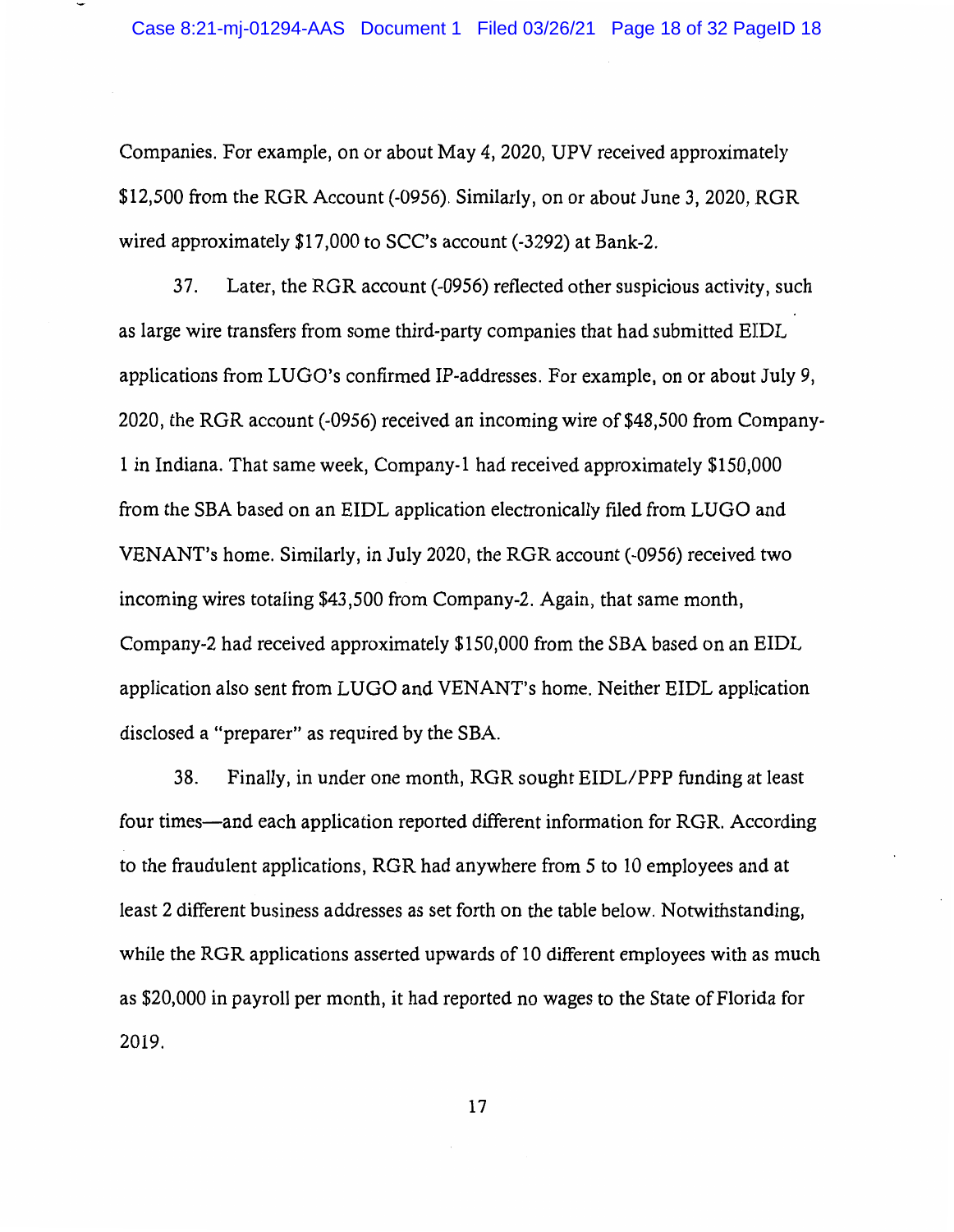Companies. For example, on or about May 4, 2020, UPV received approximately $12,500 from the RGR Account (-0956). Similarly, on or about June 3, 2020, RGR wired approximately $17,000 to SCC's account (-3292) at Bank-2.

37. Later, the RGR account (-0956) reflected other suspicious activity, such as large wire transfers from some third-party companies that had submitted EIDL applications from LUGO's confirmed IP-addresses. For example, on or about July 9, 2020, the RGR account (-0956) received an incoming wire of $48,500 from Company-1 in Indiana. That same week, Company-1 had received approximately $150,000 from the SBA based on an EIDL application electronically filed from LUGO and VENANT's home. Similarly, in July 2020, the RGR account (-0956) received two incoming wires totaling $43,500 from Company-2. Again, that same month, Company-2 had received approximately $150,000 from the SBA based on an EIDL application also sent from LUGO and VENANT's home. Neither EIDL application disclosed a "preparer" as required by the SBA.

38. Finally, in under one month, RGR sought EIDL/PPP funding at least four times—and each application reported different information for RGR. According to the fraudulent applications, RGR had anywhere from 5 to 10 employees and at least 2 different business addresses as set forth on the table below. Notwithstanding, while the RGR applications asserted upwards of 10 different employees with as much as $20,000 in payroll per month, it had reported no wages to the State of Florida for 2019.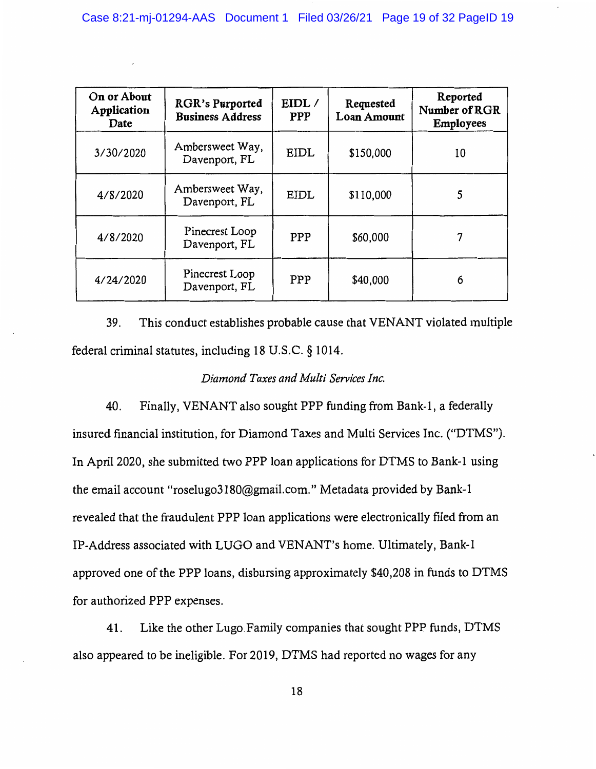| On or About Application Date | RGR's Purported Business Address | EIDL / PPP | Requested Loan Amount | Reported Number of RGR Employees |
|---|---|---|---|---|
| 3/30/2020 | Ambersweet Way, Davenport, FL | EIDL | $150,000 | 10 |
| 4/8/2020 | Ambersweet Way, Davenport, FL | EIDL | $110,000 | 5 |
| 4/8/2020 | Pinecrest Loop Davenport, FL | PPP | $60,000 | 7 |
| 4/24/2020 | Pinecrest Loop Davenport, FL | PPP | $40,000 | 6 |

39. This conduct establishes probable cause that VENANT violated multiple federal criminal statutes, including 18 U.S.C. § 1014.

*Diamond Taxes and Multi Services Inc.*

40. Finally, VENANT also sought PPP funding from Bank-1, a federally insured financial institution, for Diamond Taxes and Multi Services Inc. ("DTMS"). In April 2020, she submitted two PPP loan applications for DTMS to Bank-1 using the email account "roselugo3180@gmail.com." Metadata provided by Bank-1 revealed that the fraudulent PPP loan applications were electronically filed from an IP-Address associated with LUGO and VENANT's home. Ultimately, Bank-1 approved one of the PPP loans, disbursing approximately $40,208 in funds to DTMS for authorized PPP expenses.

41. Like the other Lugo Family companies that sought PPP funds, DTMS also appeared to be ineligible. For 2019, DTMS had reported no wages for any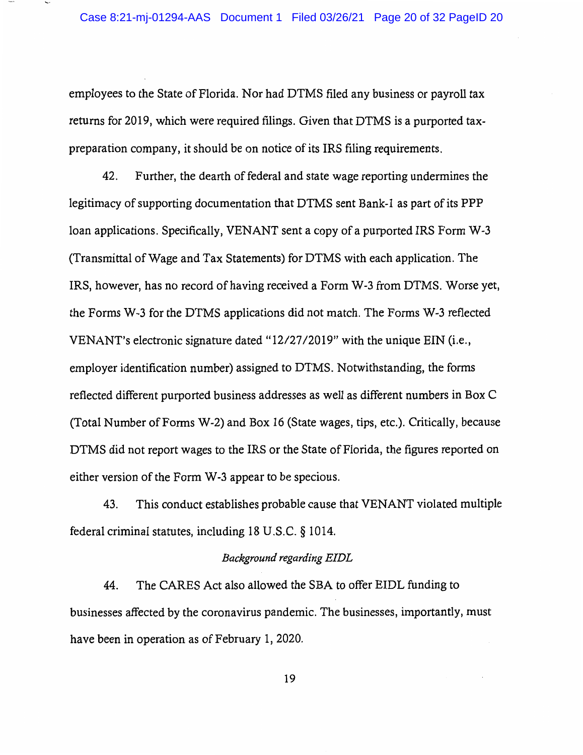employees to the State of Florida. Nor had DTMS filed any business or payroll tax returns for 2019, which were required filings. Given that DTMS is a purported tax-preparation company, it should be on notice of its IRS filing requirements.

42. Further, the dearth of federal and state wage reporting undermines the legitimacy of supporting documentation that DTMS sent Bank-1 as part of its PPP loan applications. Specifically, VENANT sent a copy of a purported IRS Form W-3 (Transmittal of Wage and Tax Statements) for DTMS with each application. The IRS, however, has no record of having received a Form W-3 from DTMS. Worse yet, the Forms W-3 for the DTMS applications did not match. The Forms W-3 reflected VENANT's electronic signature dated "12/27/2019" with the unique EIN (i.e., employer identification number) assigned to DTMS. Notwithstanding, the forms reflected different purported business addresses as well as different numbers in Box C (Total Number of Forms W-2) and Box 16 (State wages, tips, etc.). Critically, because DTMS did not report wages to the IRS or the State of Florida, the figures reported on either version of the Form W-3 appear to be specious.

43. This conduct establishes probable cause that VENANT violated multiple federal criminal statutes, including 18 U.S.C. § 1014.

*Background regarding EIDL*

44. The CARES Act also allowed the SBA to offer EIDL funding to businesses affected by the coronavirus pandemic. The businesses, importantly, must have been in operation as of February 1, 2020.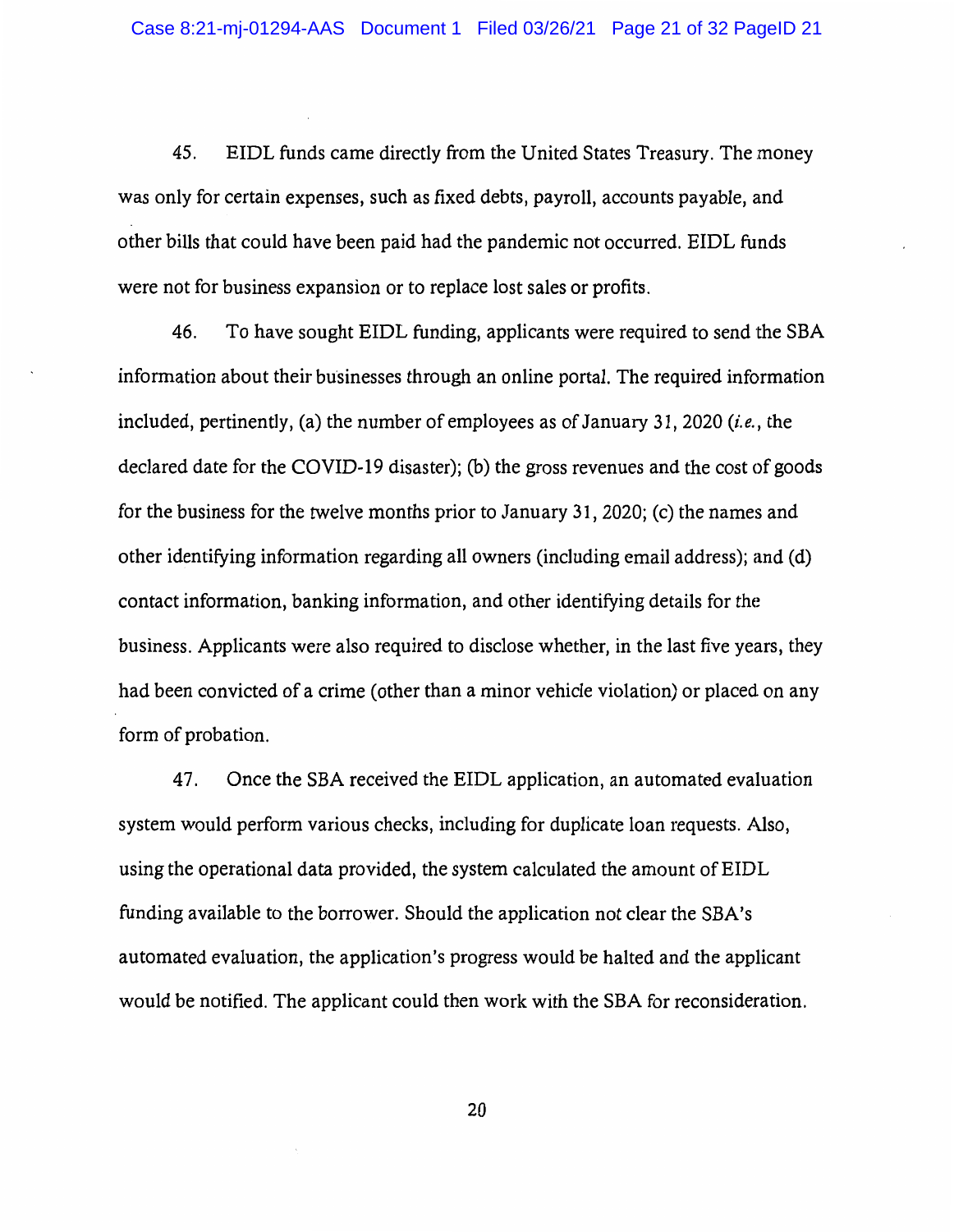45. EIDL funds came directly from the United States Treasury. The money was only for certain expenses, such as fixed debts, payroll, accounts payable, and other bills that could have been paid had the pandemic not occurred. EIDL funds were not for business expansion or to replace lost sales or profits.

46. To have sought EIDL funding, applicants were required to send the SBA information about their businesses through an online portal. The required information included, pertinently, (a) the number of employees as of January 31, 2020 (*i.e.*, the declared date for the COVID-19 disaster); (b) the gross revenues and the cost of goods for the business for the twelve months prior to January 31, 2020; (c) the names and other identifying information regarding all owners (including email address); and (d) contact information, banking information, and other identifying details for the business. Applicants were also required to disclose whether, in the last five years, they had been convicted of a crime (other than a minor vehicle violation) or placed on any form of probation.

47. Once the SBA received the EIDL application, an automated evaluation system would perform various checks, including for duplicate loan requests. Also, using the operational data provided, the system calculated the amount of EIDL funding available to the borrower. Should the application not clear the SBA's automated evaluation, the application's progress would be halted and the applicant would be notified. The applicant could then work with the SBA for reconsideration.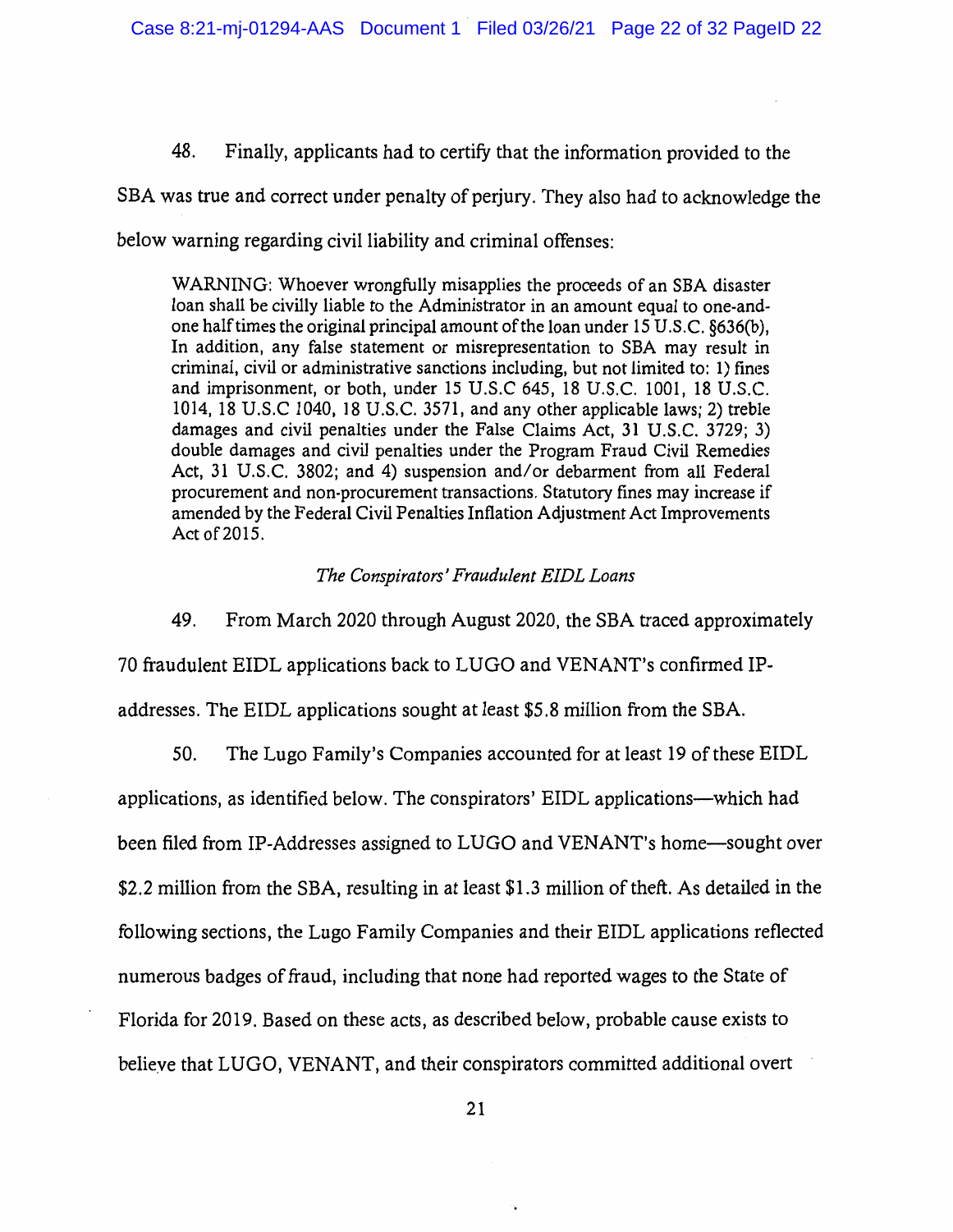48. Finally, applicants had to certify that the information provided to the SBA was true and correct under penalty of perjury. They also had to acknowledge the below warning regarding civil liability and criminal offenses:

> WARNING: Whoever wrongfully misapplies the proceeds of an SBA disaster loan shall be civilly liable to the Administrator in an amount equal to one-and-one half times the original principal amount of the loan under 15 U.S.C. §636(b), In addition, any false statement or misrepresentation to SBA may result in criminal, civil or administrative sanctions including, but not limited to: 1) fines and imprisonment, or both, under 15 U.S.C 645, 18 U.S.C. 1001, 18 U.S.C. 1014, 18 U.S.C 1040, 18 U.S.C. 3571, and any other applicable laws; 2) treble damages and civil penalties under the False Claims Act, 31 U.S.C. 3729; 3) double damages and civil penalties under the Program Fraud Civil Remedies Act, 31 U.S.C. 3802; and 4) suspension and/or debarment from all Federal procurement and non-procurement transactions. Statutory fines may increase if amended by the Federal Civil Penalties Inflation Adjustment Act Improvements Act of 2015.

*The Conspirators' Fraudulent EIDL Loans*

49. From March 2020 through August 2020, the SBA traced approximately 70 fraudulent EIDL applications back to LUGO and VENANT's confirmed IP-addresses. The EIDL applications sought at least $5.8 million from the SBA.

50. The Lugo Family's Companies accounted for at least 19 of these EIDL applications, as identified below. The conspirators' EIDL applications—which had been filed from IP-Addresses assigned to LUGO and VENANT's home—sought over $2.2 million from the SBA, resulting in at least $1.3 million of theft. As detailed in the following sections, the Lugo Family Companies and their EIDL applications reflected numerous badges of fraud, including that none had reported wages to the State of Florida for 2019. Based on these acts, as described below, probable cause exists to believe that LUGO, VENANT, and their conspirators committed additional overt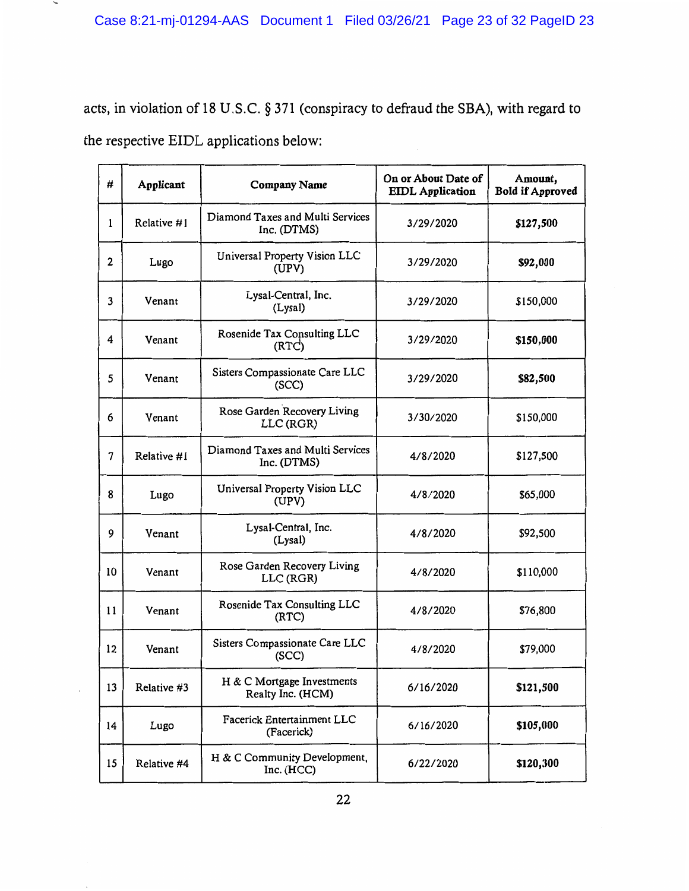acts, in violation of 18 U.S.C. § 371 (conspiracy to defraud the SBA), with regard to the respective EIDL applications below:

| # | Applicant | Company Name | On or About Date of EIDL Application | Amount, Bold if Approved |
|---|---|---|---|---|
| 1 | Relative #1 | Diamond Taxes and Multi Services Inc. (DTMS) | 3/29/2020 | **$127,500** |
| 2 | Lugo | Universal Property Vision LLC (UPV) | 3/29/2020 | **$92,000** |
| 3 | Venant | Lysal-Central, Inc. (Lysal) | 3/29/2020 | $150,000 |
| 4 | Venant | Rosenide Tax Consulting LLC (RTC) | 3/29/2020 | **$150,000** |
| 5 | Venant | Sisters Compassionate Care LLC (SCC) | 3/29/2020 | **$82,500** |
| 6 | Venant | Rose Garden Recovery Living LLC (RGR) | 3/30/2020 | $150,000 |
| 7 | Relative #1 | Diamond Taxes and Multi Services Inc. (DTMS) | 4/8/2020 | $127,500 |
| 8 | Lugo | Universal Property Vision LLC (UPV) | 4/8/2020 | $65,000 |
| 9 | Venant | Lysal-Central, Inc. (Lysal) | 4/8/2020 | $92,500 |
| 10 | Venant | Rose Garden Recovery Living LLC (RGR) | 4/8/2020 | $110,000 |
| 11 | Venant | Rosenide Tax Consulting LLC (RTC) | 4/8/2020 | $76,800 |
| 12 | Venant | Sisters Compassionate Care LLC (SCC) | 4/8/2020 | $79,000 |
| 13 | Relative #3 | H & C Mortgage Investments Realty Inc. (HCM) | 6/16/2020 | **$121,500** |
| 14 | Lugo | Facerick Entertainment LLC (Facerick) | 6/16/2020 | **$105,000** |
| 15 | Relative #4 | H & C Community Development, Inc. (HCC) | 6/22/2020 | **$120,300** |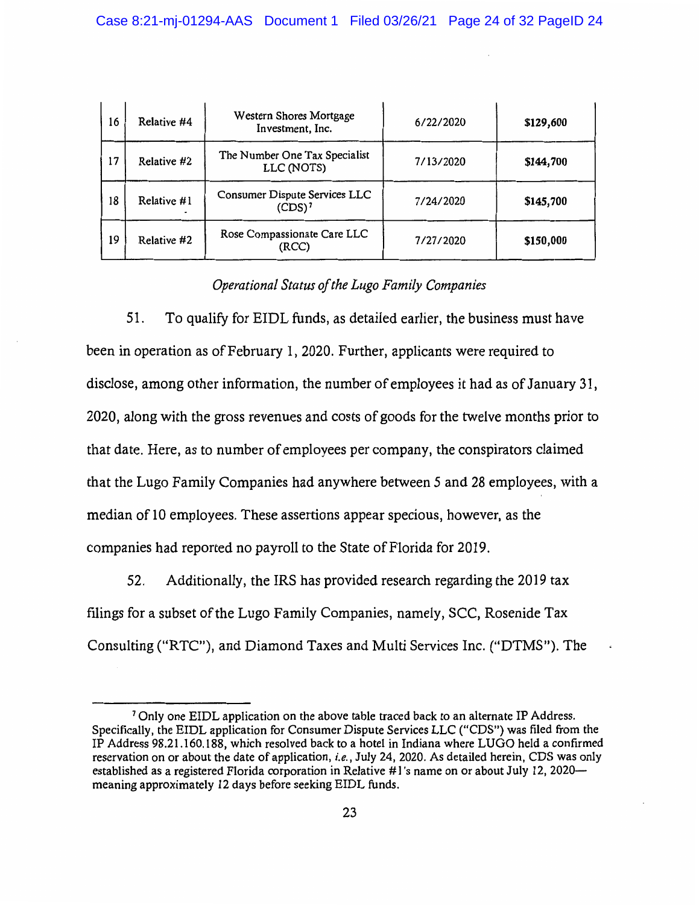| 16 | Relative #4 | Western Shores Mortgage Investment, Inc. | 6/22/2020 | **$129,600** |
|---|---|---|---|---|
| 17 | Relative #2 | The Number One Tax Specialist LLC (NOTS) | 7/13/2020 | **$144,700** |
| 18 | Relative #1 | Consumer Dispute Services LLC (CDS)[7] | 7/24/2020 | **$145,700** |
| 19 | Relative #2 | Rose Compassionate Care LLC (RCC) | 7/27/2020 | **$150,000** |

*Operational Status of the Lugo Family Companies*

51. To qualify for EIDL funds, as detailed earlier, the business must have been in operation as of February 1, 2020. Further, applicants were required to disclose, among other information, the number of employees it had as of January 31, 2020, along with the gross revenues and costs of goods for the twelve months prior to that date. Here, as to number of employees per company, the conspirators claimed that the Lugo Family Companies had anywhere between 5 and 28 employees, with a median of 10 employees. These assertions appear specious, however, as the companies had reported no payroll to the State of Florida for 2019.

52. Additionally, the IRS has provided research regarding the 2019 tax filings for a subset of the Lugo Family Companies, namely, SCC, Rosenide Tax Consulting ("RTC"), and Diamond Taxes and Multi Services Inc. ("DTMS"). The

[7] Only one EIDL application on the above table traced back to an alternate IP Address. Specifically, the EIDL application for Consumer Dispute Services LLC ("CDS") was filed from the IP Address 98.21.160.188, which resolved back to a hotel in Indiana where LUGO held a confirmed reservation on or about the date of application, *i.e.*, July 24, 2020. As detailed herein, CDS was only established as a registered Florida corporation in Relative #1's name on or about July 12, 2020—meaning approximately 12 days before seeking EIDL funds.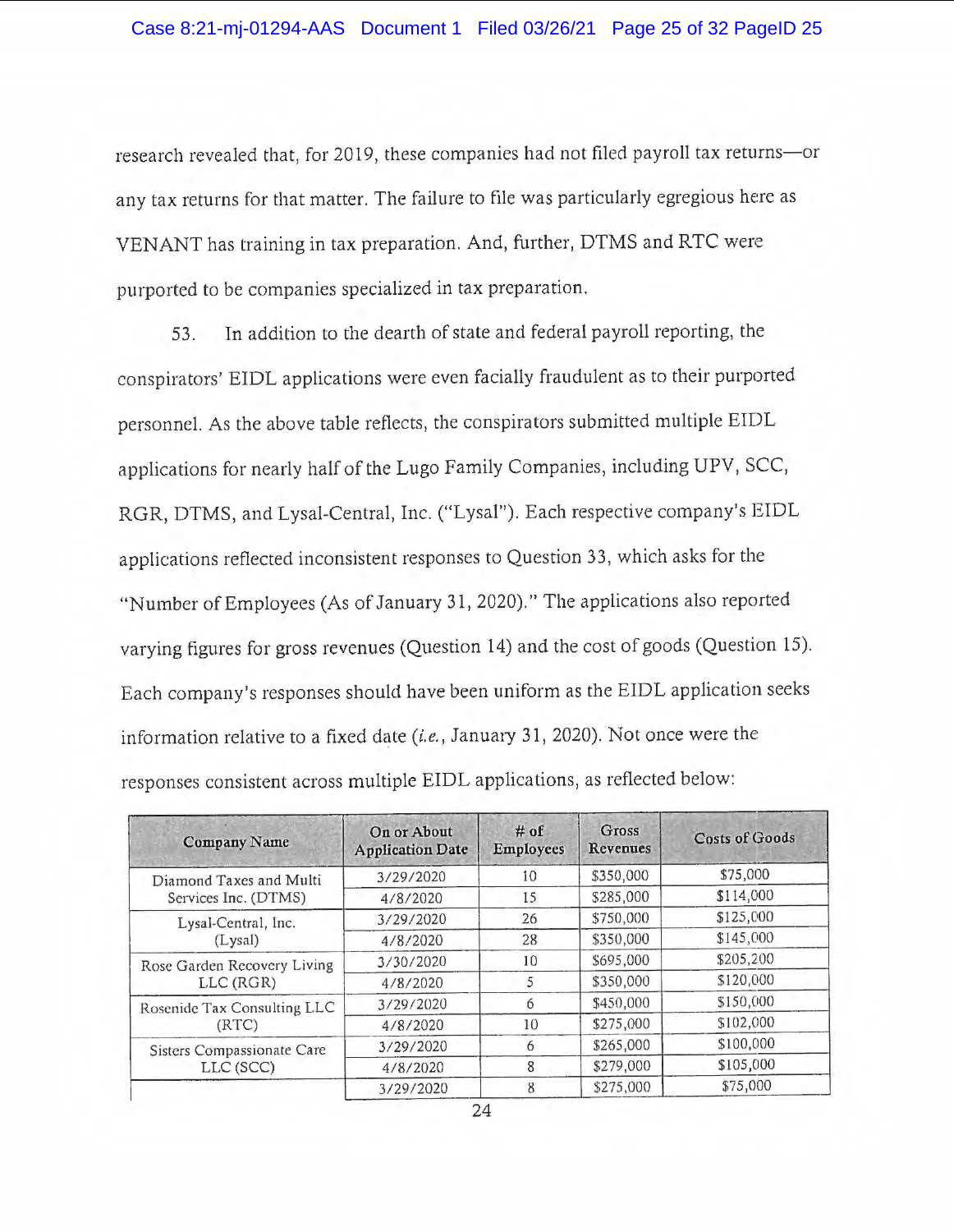research revealed that, for 2019, these companies had not filed payroll tax returns—or any tax returns for that matter. The failure to file was particularly egregious here as VENANT has training in tax preparation. And, further, DTMS and RTC were purported to be companies specialized in tax preparation.

53. In addition to the dearth of state and federal payroll reporting, the conspirators' EIDL applications were even facially fraudulent as to their purported personnel. As the above table reflects, the conspirators submitted multiple EIDL applications for nearly half of the Lugo Family Companies, including UPV, SCC, RGR, DTMS, and Lysal-Central, Inc. ("Lysal"). Each respective company's EIDL applications reflected inconsistent responses to Question 33, which asks for the "Number of Employees (As of January 31, 2020)." The applications also reported varying figures for gross revenues (Question 14) and the cost of goods (Question 15). Each company's responses should have been uniform as the EIDL application seeks information relative to a fixed date (*i.e.*, January 31, 2020). Not once were the responses consistent across multiple EIDL applications, as reflected below:

| Company Name | On or About Application Date | # of Employees | Gross Revenues | Costs of Goods |
|---|---|---|---|---|
| Diamond Taxes and Multi Services Inc. (DTMS) | 3/29/2020 | 10 | $350,000 | $75,000 |
| | 4/8/2020 | 15 | $285,000 | $114,000 |
| Lysal-Central, Inc. (Lysal) | 3/29/2020 | 26 | $750,000 | $125,000 |
| | 4/8/2020 | 28 | $350,000 | $145,000 |
| Rose Garden Recovery Living LLC (RGR) | 3/30/2020 | 10 | $695,000 | $205,200 |
| | 4/8/2020 | 5 | $350,000 | $120,000 |
| Rosenide Tax Consulting LLC (RTC) | 3/29/2020 | 6 | $450,000 | $150,000 |
| | 4/8/2020 | 10 | $275,000 | $102,000 |
| Sisters Compassionate Care LLC (SCC) | 3/29/2020 | 6 | $265,000 | $100,000 |
| | 4/8/2020 | 8 | $279,000 | $105,000 |
| | 3/29/2020 | 8 | $275,000 | $75,000 |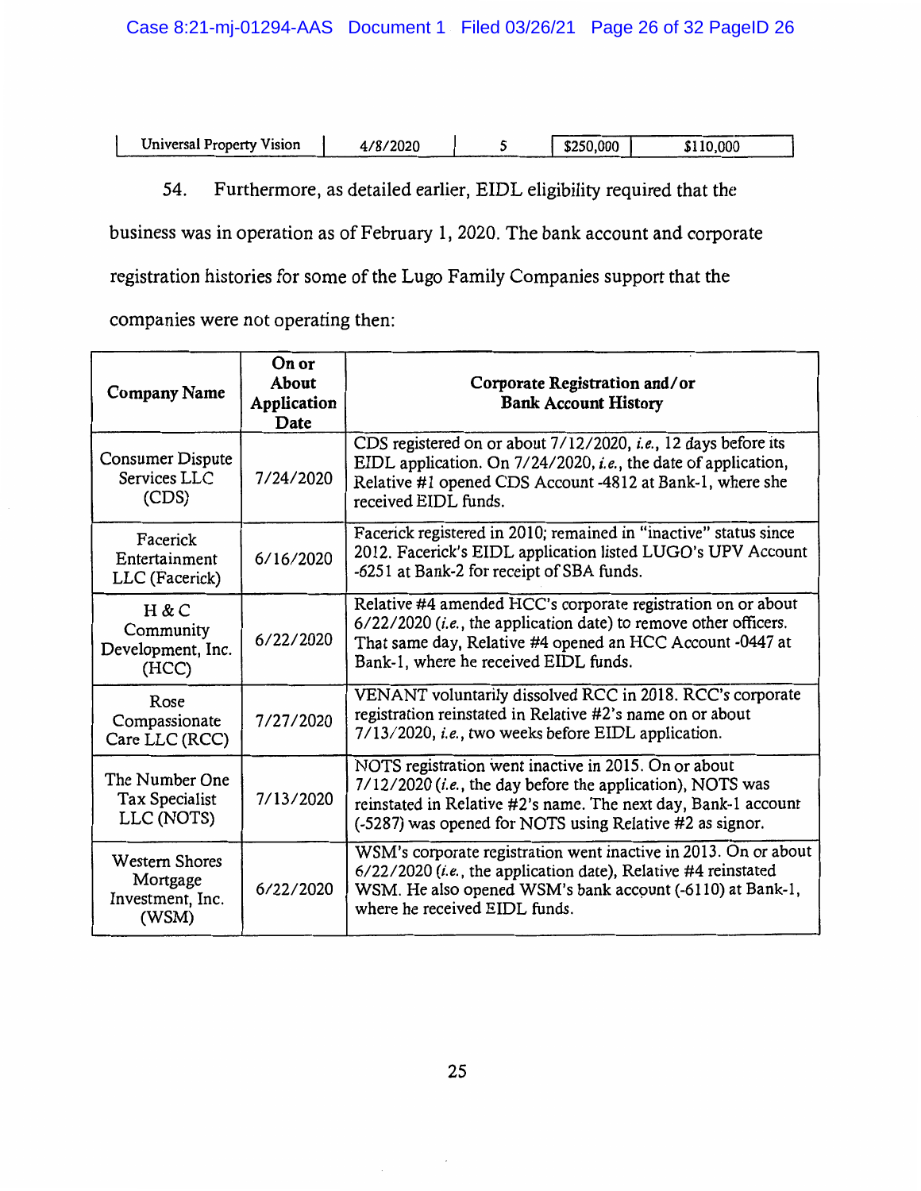| Universal Property Vision | 4/8/2020 | 5 | $250,000 | $110,000 |
|---|---|---|---|---|

54. Furthermore, as detailed earlier, EIDL eligibility required that the business was in operation as of February 1, 2020. The bank account and corporate registration histories for some of the Lugo Family Companies support that the companies were not operating then:

| Company Name | On or About Application Date | Corporate Registration and/or Bank Account History |
|---|---|---|
| Consumer Dispute Services LLC (CDS) | 7/24/2020 | CDS registered on or about 7/12/2020, *i.e.*, 12 days before its EIDL application. On 7/24/2020, *i.e.*, the date of application, Relative #1 opened CDS Account -4812 at Bank-1, where she received EIDL funds. |
| Facerick Entertainment LLC (Facerick) | 6/16/2020 | Facerick registered in 2010; remained in "inactive" status since 2012. Facerick's EIDL application listed LUGO's UPV Account -6251 at Bank-2 for receipt of SBA funds. |
| H & C Community Development, Inc. (HCC) | 6/22/2020 | Relative #4 amended HCC's corporate registration on or about 6/22/2020 (*i.e.*, the application date) to remove other officers. That same day, Relative #4 opened an HCC Account -0447 at Bank-1, where he received EIDL funds. |
| Rose Compassionate Care LLC (RCC) | 7/27/2020 | VENANT voluntarily dissolved RCC in 2018. RCC's corporate registration reinstated in Relative #2's name on or about 7/13/2020, *i.e.*, two weeks before EIDL application. |
| The Number One Tax Specialist LLC (NOTS) | 7/13/2020 | NOTS registration went inactive in 2015. On or about 7/12/2020 (*i.e.*, the day before the application), NOTS was reinstated in Relative #2's name. The next day, Bank-1 account (-5287) was opened for NOTS using Relative #2 as signor. |
| Western Shores Mortgage Investment, Inc. (WSM) | 6/22/2020 | WSM's corporate registration went inactive in 2013. On or about 6/22/2020 (*i.e.*, the application date), Relative #4 reinstated WSM. He also opened WSM's bank account (-6110) at Bank-1, where he received EIDL funds. |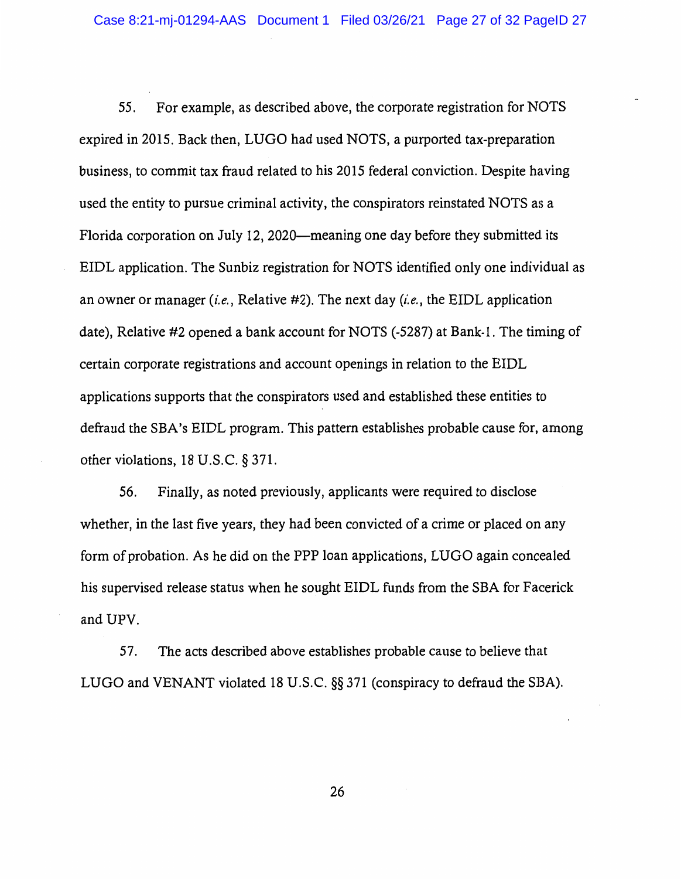55. For example, as described above, the corporate registration for NOTS expired in 2015. Back then, LUGO had used NOTS, a purported tax-preparation business, to commit tax fraud related to his 2015 federal conviction. Despite having used the entity to pursue criminal activity, the conspirators reinstated NOTS as a Florida corporation on July 12, 2020—meaning one day before they submitted its EIDL application. The Sunbiz registration for NOTS identified only one individual as an owner or manager (*i.e.*, Relative #2). The next day (*i.e.*, the EIDL application date), Relative #2 opened a bank account for NOTS (-5287) at Bank-1. The timing of certain corporate registrations and account openings in relation to the EIDL applications supports that the conspirators used and established these entities to defraud the SBA's EIDL program. This pattern establishes probable cause for, among other violations, 18 U.S.C. § 371.

56. Finally, as noted previously, applicants were required to disclose whether, in the last five years, they had been convicted of a crime or placed on any form of probation. As he did on the PPP loan applications, LUGO again concealed his supervised release status when he sought EIDL funds from the SBA for Facerick and UPV.

57. The acts described above establishes probable cause to believe that LUGO and VENANT violated 18 U.S.C. §§ 371 (conspiracy to defraud the SBA).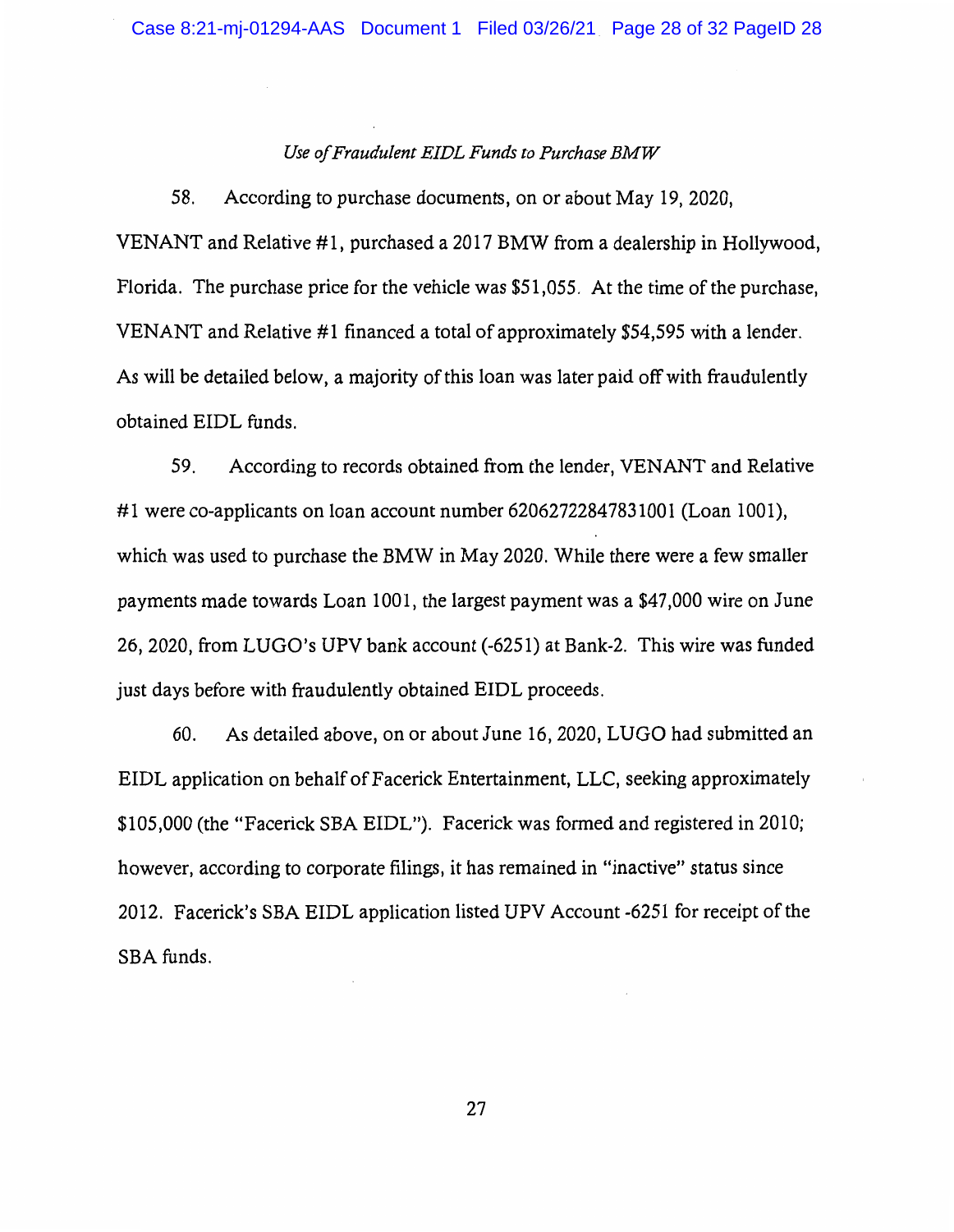*Use of Fraudulent EIDL Funds to Purchase BMW*

58. According to purchase documents, on or about May 19, 2020, VENANT and Relative #1, purchased a 2017 BMW from a dealership in Hollywood, Florida. The purchase price for the vehicle was $51,055. At the time of the purchase, VENANT and Relative #1 financed a total of approximately $54,595 with a lender. As will be detailed below, a majority of this loan was later paid off with fraudulently obtained EIDL funds.

59. According to records obtained from the lender, VENANT and Relative #1 were co-applicants on loan account number 62062722847831001 (Loan 1001), which was used to purchase the BMW in May 2020. While there were a few smaller payments made towards Loan 1001, the largest payment was a $47,000 wire on June 26, 2020, from LUGO's UPV bank account (-6251) at Bank-2. This wire was funded just days before with fraudulently obtained EIDL proceeds.

60. As detailed above, on or about June 16, 2020, LUGO had submitted an EIDL application on behalf of Facerick Entertainment, LLC, seeking approximately $105,000 (the "Facerick SBA EIDL"). Facerick was formed and registered in 2010; however, according to corporate filings, it has remained in "inactive" status since 2012. Facerick's SBA EIDL application listed UPV Account -6251 for receipt of the SBA funds.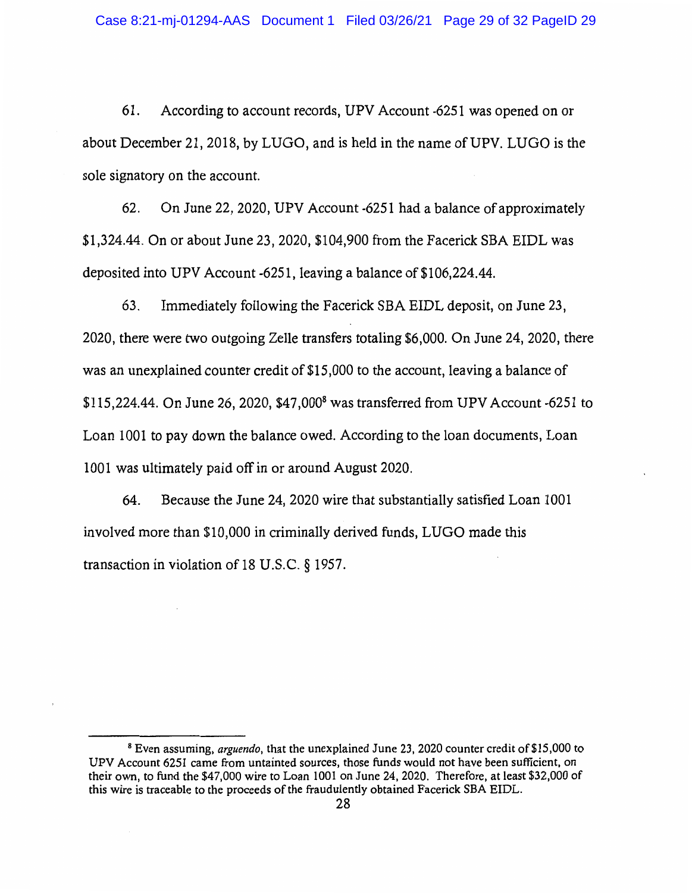61. According to account records, UPV Account -6251 was opened on or about December 21, 2018, by LUGO, and is held in the name of UPV. LUGO is the sole signatory on the account.

62. On June 22, 2020, UPV Account -6251 had a balance of approximately $1,324.44. On or about June 23, 2020, $104,900 from the Facerick SBA EIDL was deposited into UPV Account -6251, leaving a balance of $106,224.44.

63. Immediately following the Facerick SBA EIDL deposit, on June 23, 2020, there were two outgoing Zelle transfers totaling $6,000. On June 24, 2020, there was an unexplained counter credit of $15,000 to the account, leaving a balance of $115,224.44. On June 26, 2020, $47,000[8] was transferred from UPV Account -6251 to Loan 1001 to pay down the balance owed. According to the loan documents, Loan 1001 was ultimately paid off in or around August 2020.

64. Because the June 24, 2020 wire that substantially satisfied Loan 1001 involved more than $10,000 in criminally derived funds, LUGO made this transaction in violation of 18 U.S.C. § 1957.

---

[8] Even assuming, *arguendo*, that the unexplained June 23, 2020 counter credit of $15,000 to UPV Account 6251 came from untainted sources, those funds would not have been sufficient, on their own, to fund the $47,000 wire to Loan 1001 on June 24, 2020. Therefore, at least $32,000 of this wire is traceable to the proceeds of the fraudulently obtained Facerick SBA EIDL.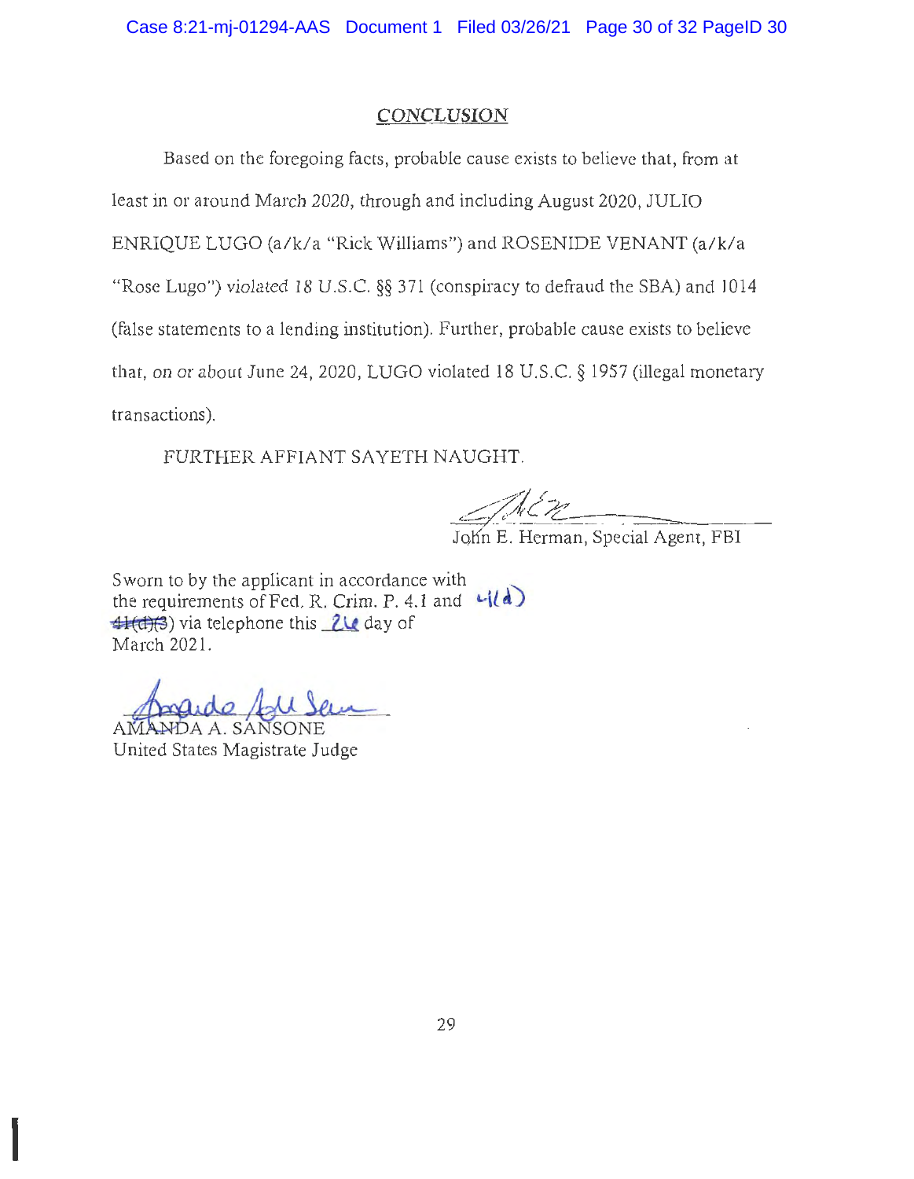## CONCLUSION

Based on the foregoing facts, probable cause exists to believe that, from at least in or around March 2020, through and including August 2020, JULIO ENRIQUE LUGO (a/k/a "Rick Williams") and ROSENIDE VENANT (a/k/a "Rose Lugo") violated 18 U.S.C. §§ 371 (conspiracy to defraud the SBA) and 1014 (false statements to a lending institution). Further, probable cause exists to believe that, on or about June 24, 2020, LUGO violated 18 U.S.C. § 1957 (illegal monetary transactions).

FURTHER AFFIANT SAYETH NAUGHT.

John E. Herman, Special Agent, FBI

Sworn to by the applicant in accordance with the requirements of Fed. R. Crim. P. 4.1 and ~~41(d)(3)~~ 4(d) via telephone this 26 day of March 2021.

AMANDA A. SANSONE
United States Magistrate Judge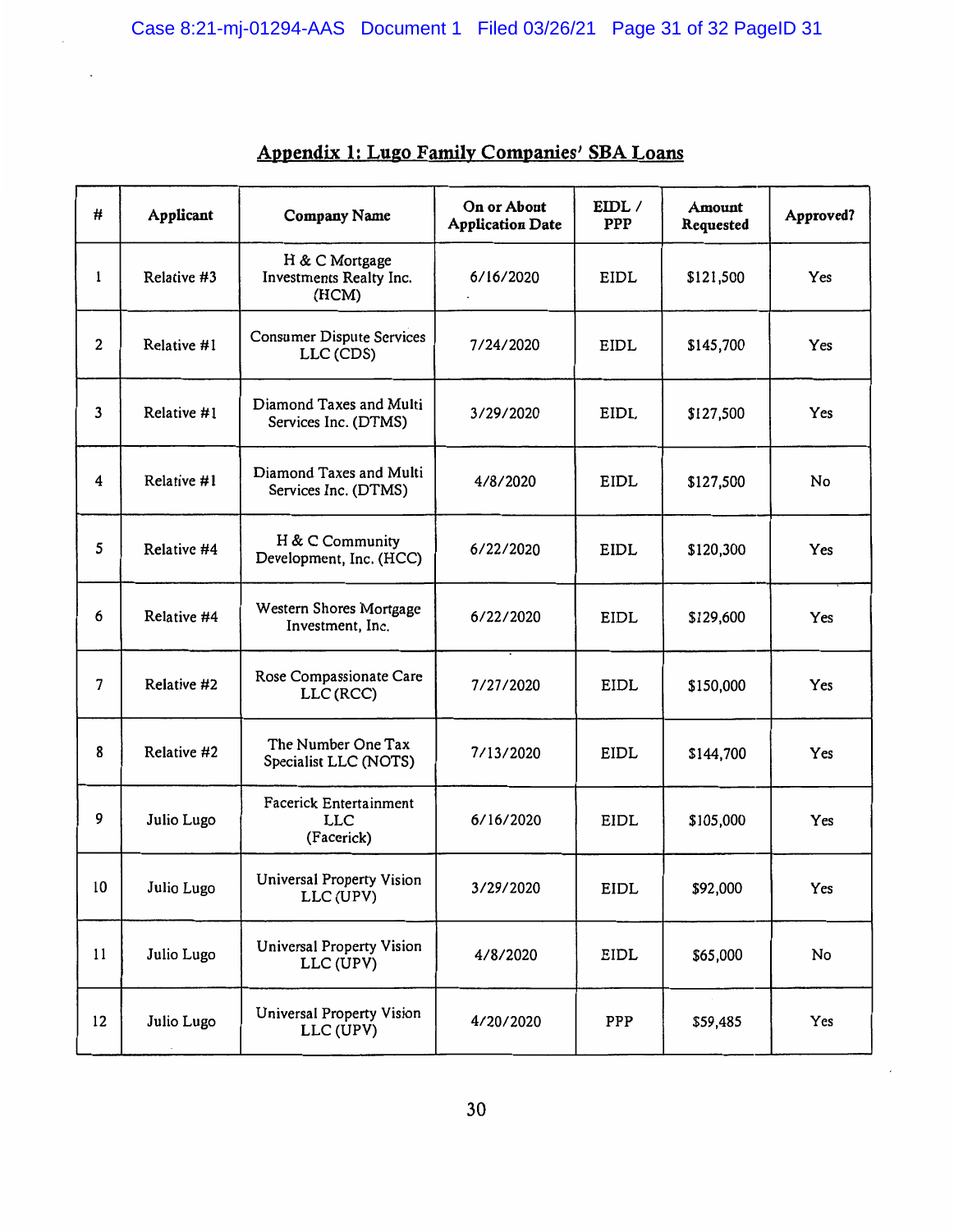## Appendix 1: Lugo Family Companies' SBA Loans

| # | Applicant | Company Name | On or About Application Date | EIDL / PPP | Amount Requested | Approved? |
|---|---|---|---|---|---|---|
| 1 | Relative #3 | H & C Mortgage Investments Realty Inc. (HCM) | 6/16/2020 | EIDL | $121,500 | Yes |
| 2 | Relative #1 | Consumer Dispute Services LLC (CDS) | 7/24/2020 | EIDL | $145,700 | Yes |
| 3 | Relative #1 | Diamond Taxes and Multi Services Inc. (DTMS) | 3/29/2020 | EIDL | $127,500 | Yes |
| 4 | Relative #1 | Diamond Taxes and Multi Services Inc. (DTMS) | 4/8/2020 | EIDL | $127,500 | No |
| 5 | Relative #4 | H & C Community Development, Inc. (HCC) | 6/22/2020 | EIDL | $120,300 | Yes |
| 6 | Relative #4 | Western Shores Mortgage Investment, Inc. | 6/22/2020 | EIDL | $129,600 | Yes |
| 7 | Relative #2 | Rose Compassionate Care LLC (RCC) | 7/27/2020 | EIDL | $150,000 | Yes |
| 8 | Relative #2 | The Number One Tax Specialist LLC (NOTS) | 7/13/2020 | EIDL | $144,700 | Yes |
| 9 | Julio Lugo | Facerick Entertainment LLC (Facerick) | 6/16/2020 | EIDL | $105,000 | Yes |
| 10 | Julio Lugo | Universal Property Vision LLC (UPV) | 3/29/2020 | EIDL | $92,000 | Yes |
| 11 | Julio Lugo | Universal Property Vision LLC (UPV) | 4/8/2020 | EIDL | $65,000 | No |
| 12 | Julio Lugo | Universal Property Vision LLC (UPV) | 4/20/2020 | PPP | $59,485 | Yes |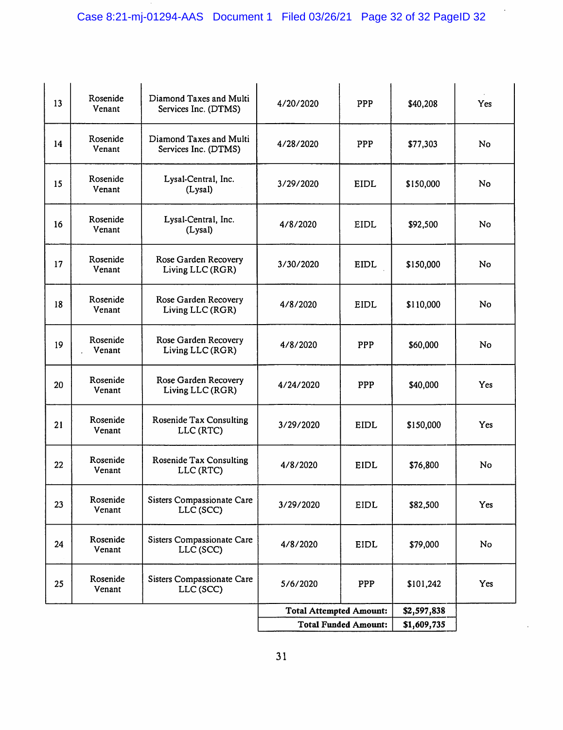| | | | | | | |
|---|---|---|---|---|---|---|
| 13 | Rosenide Venant | Diamond Taxes and Multi Services Inc. (DTMS) | 4/20/2020 | PPP | $40,208 | Yes |
| 14 | Rosenide Venant | Diamond Taxes and Multi Services Inc. (DTMS) | 4/28/2020 | PPP | $77,303 | No |
| 15 | Rosenide Venant | Lysal-Central, Inc. (Lysal) | 3/29/2020 | EIDL | $150,000 | No |
| 16 | Rosenide Venant | Lysal-Central, Inc. (Lysal) | 4/8/2020 | EIDL | $92,500 | No |
| 17 | Rosenide Venant | Rose Garden Recovery Living LLC (RGR) | 3/30/2020 | EIDL | $150,000 | No |
| 18 | Rosenide Venant | Rose Garden Recovery Living LLC (RGR) | 4/8/2020 | EIDL | $110,000 | No |
| 19 | Rosenide Venant | Rose Garden Recovery Living LLC (RGR) | 4/8/2020 | PPP | $60,000 | No |
| 20 | Rosenide Venant | Rose Garden Recovery Living LLC (RGR) | 4/24/2020 | PPP | $40,000 | Yes |
| 21 | Rosenide Venant | Rosenide Tax Consulting LLC (RTC) | 3/29/2020 | EIDL | $150,000 | Yes |
| 22 | Rosenide Venant | Rosenide Tax Consulting LLC (RTC) | 4/8/2020 | EIDL | $76,800 | No |
| 23 | Rosenide Venant | Sisters Compassionate Care LLC (SCC) | 3/29/2020 | EIDL | $82,500 | Yes |
| 24 | Rosenide Venant | Sisters Compassionate Care LLC (SCC) | 4/8/2020 | EIDL | $79,000 | No |
| 25 | Rosenide Venant | Sisters Compassionate Care LLC (SCC) | 5/6/2020 | PPP | $101,242 | Yes |
| | | | | **Total Attempted Amount:** | **$2,597,838** | |
| | | | | **Total Funded Amount:** | **$1,609,735** | |